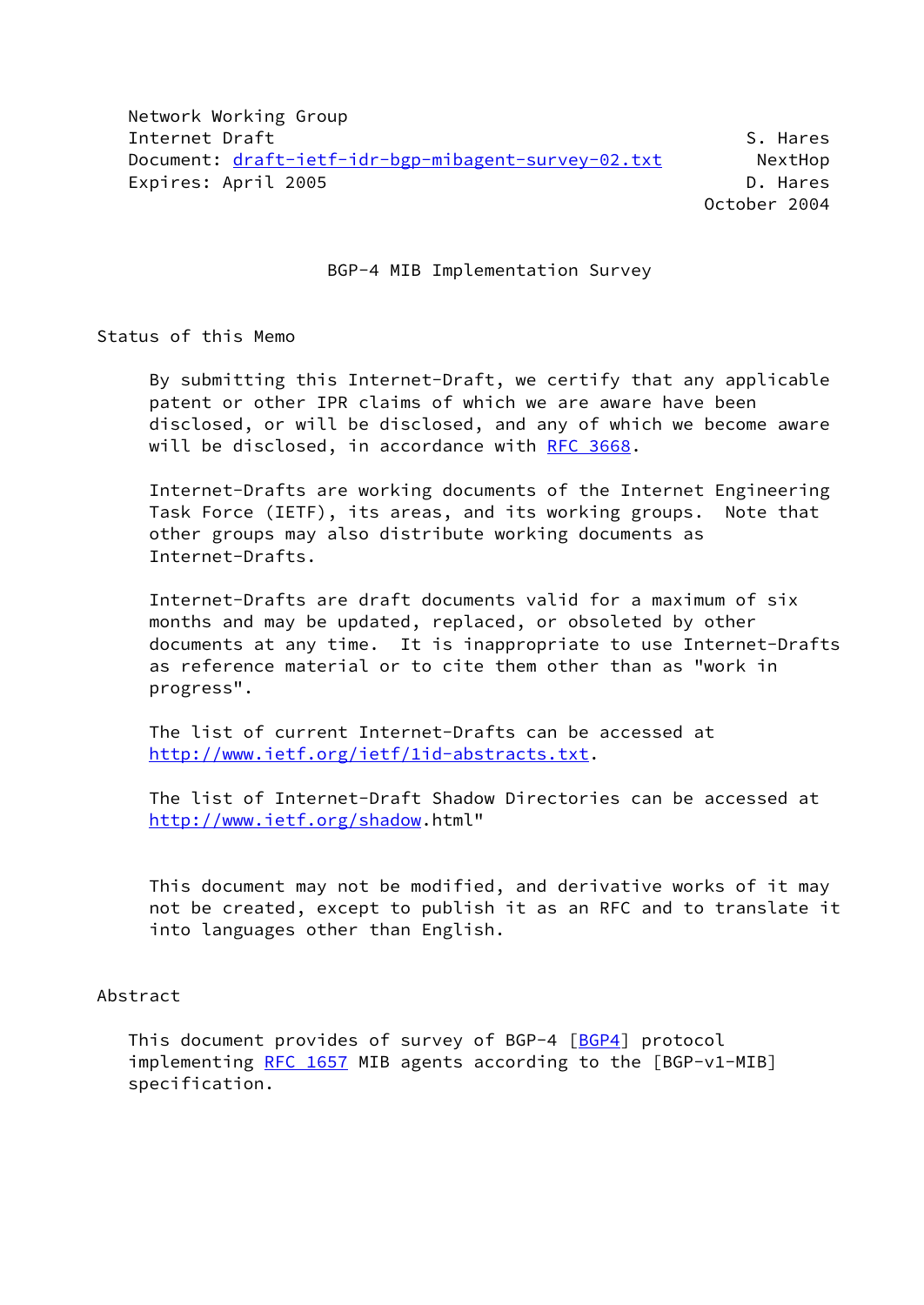Network Working Group
Internet Draft S. Hares
Document: draft-ietf-idr-bgp-mibagent-survey-02.txt NextHop
Expires: April 2005 D. Hares
October 2004

# BGP-4 MIB Implementation Survey

## Status of this Memo

By submitting this Internet-Draft, we certify that any applicable patent or other IPR claims of which we are aware have been disclosed, or will be disclosed, and any of which we become aware will be disclosed, in accordance with RFC 3668.

Internet-Drafts are working documents of the Internet Engineering Task Force (IETF), its areas, and its working groups. Note that other groups may also distribute working documents as Internet-Drafts.

Internet-Drafts are draft documents valid for a maximum of six months and may be updated, replaced, or obsoleted by other documents at any time. It is inappropriate to use Internet-Drafts as reference material or to cite them other than as "work in progress".

The list of current Internet-Drafts can be accessed at http://www.ietf.org/ietf/1id-abstracts.txt.

The list of Internet-Draft Shadow Directories can be accessed at http://www.ietf.org/shadow.html"

This document may not be modified, and derivative works of it may not be created, except to publish it as an RFC and to translate it into languages other than English.

## Abstract

This document provides of survey of BGP-4 [BGP4] protocol implementing RFC 1657 MIB agents according to the [BGP-v1-MIB] specification.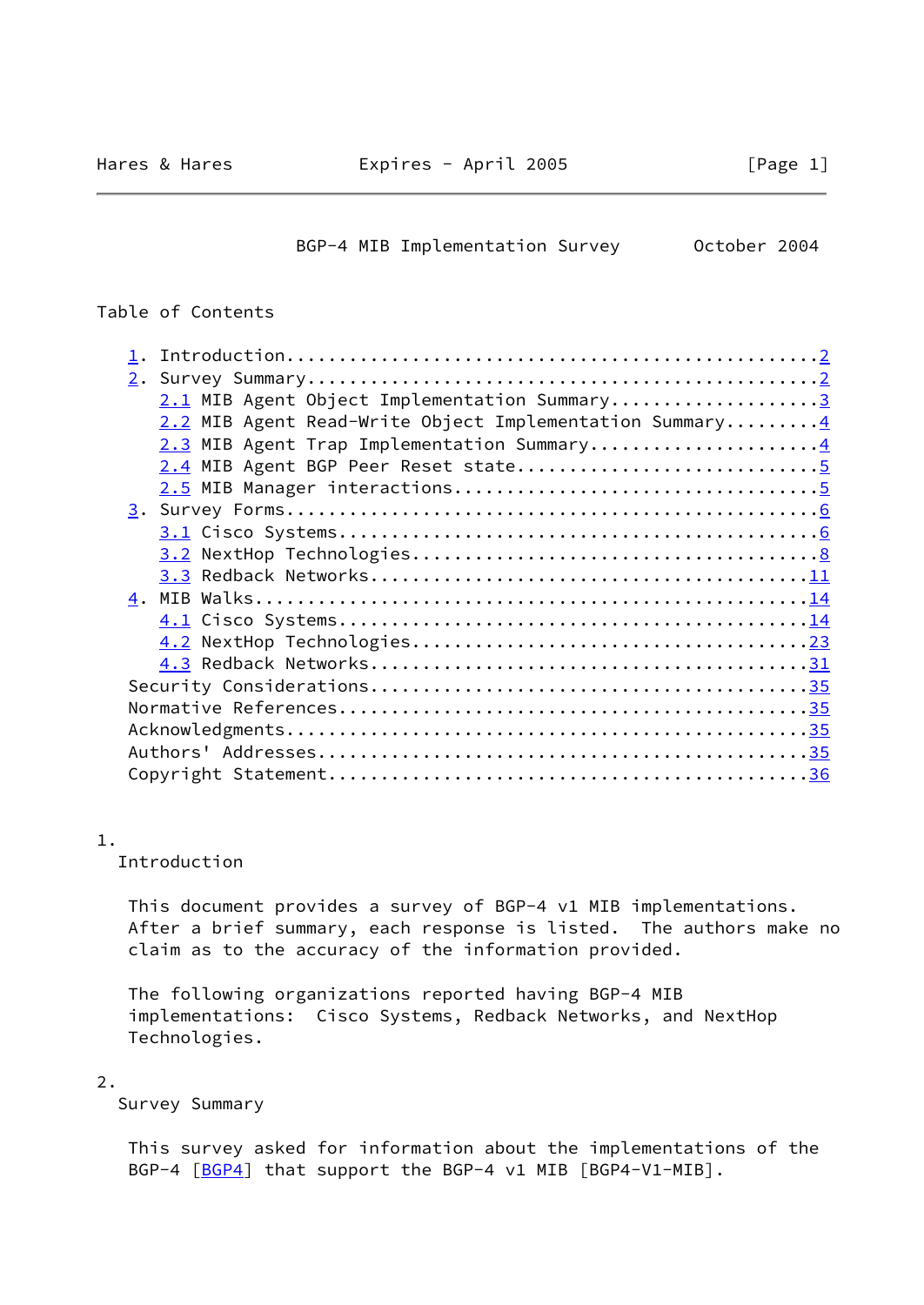## Table of Contents

```
   1. Introduction..................................................2
   2. Survey Summary................................................2
      2.1 MIB Agent Object Implementation Summary...................3
      2.2 MIB Agent Read-Write Object Implementation Summary........4
      2.3 MIB Agent Trap Implementation Summary.....................4
      2.4 MIB Agent BGP Peer Reset state............................5
      2.5 MIB Manager interactions..................................5
   3. Survey Forms..................................................6
      3.1 Cisco Systems.............................................6
      3.2 NextHop Technologies......................................8
      3.3 Redback Networks.........................................11
   4. MIB Walks....................................................14
      4.1 Cisco Systems............................................14
      4.2 NextHop Technologies.....................................23
      4.3 Redback Networks.........................................31
   Security Considerations.........................................35
   Normative References............................................35
   Acknowledgments.................................................35
   Authors' Addresses..............................................35
   Copyright Statement.............................................36
```

## 1. Introduction

This document provides a survey of BGP-4 v1 MIB implementations. After a brief summary, each response is listed. The authors make no claim as to the accuracy of the information provided.

The following organizations reported having BGP-4 MIB implementations: Cisco Systems, Redback Networks, and NextHop Technologies.

## 2. Survey Summary

This survey asked for information about the implementations of the BGP-4 [BGP4] that support the BGP-4 v1 MIB [BGP4-V1-MIB].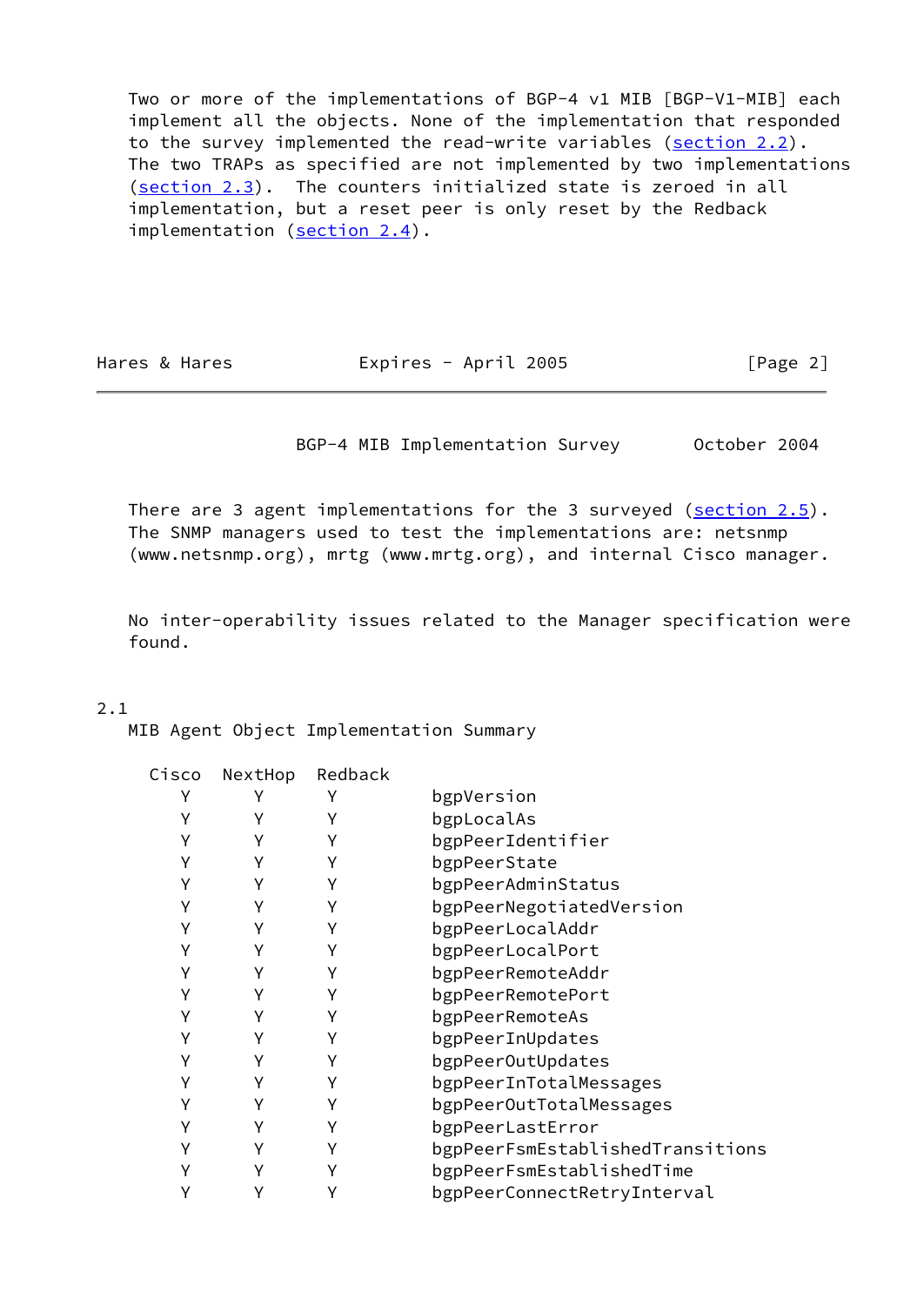Two or more of the implementations of BGP-4 v1 MIB [BGP-V1-MIB] each implement all the objects. None of the implementation that responded to the survey implemented the read-write variables (section 2.2). The two TRAPs as specified are not implemented by two implementations (section 2.3). The counters initialized state is zeroed in all implementation, but a reset peer is only reset by the Redback implementation (section 2.4).

There are 3 agent implementations for the 3 surveyed (section 2.5). The SNMP managers used to test the implementations are: netsnmp (www.netsnmp.org), mrtg (www.mrtg.org), and internal Cisco manager.

No inter-operability issues related to the Manager specification were found.

## 2.1 MIB Agent Object Implementation Summary

| Cisco | NextHop | Redback | |
|---|---|---|---|
| Y | Y | Y | bgpVersion |
| Y | Y | Y | bgpLocalAs |
| Y | Y | Y | bgpPeerIdentifier |
| Y | Y | Y | bgpPeerState |
| Y | Y | Y | bgpPeerAdminStatus |
| Y | Y | Y | bgpPeerNegotiatedVersion |
| Y | Y | Y | bgpPeerLocalAddr |
| Y | Y | Y | bgpPeerLocalPort |
| Y | Y | Y | bgpPeerRemoteAddr |
| Y | Y | Y | bgpPeerRemotePort |
| Y | Y | Y | bgpPeerRemoteAs |
| Y | Y | Y | bgpPeerInUpdates |
| Y | Y | Y | bgpPeerOutUpdates |
| Y | Y | Y | bgpPeerInTotalMessages |
| Y | Y | Y | bgpPeerOutTotalMessages |
| Y | Y | Y | bgpPeerLastError |
| Y | Y | Y | bgpPeerFsmEstablishedTransitions |
| Y | Y | Y | bgpPeerFsmEstablishedTime |
| Y | Y | Y | bgpPeerConnectRetryInterval |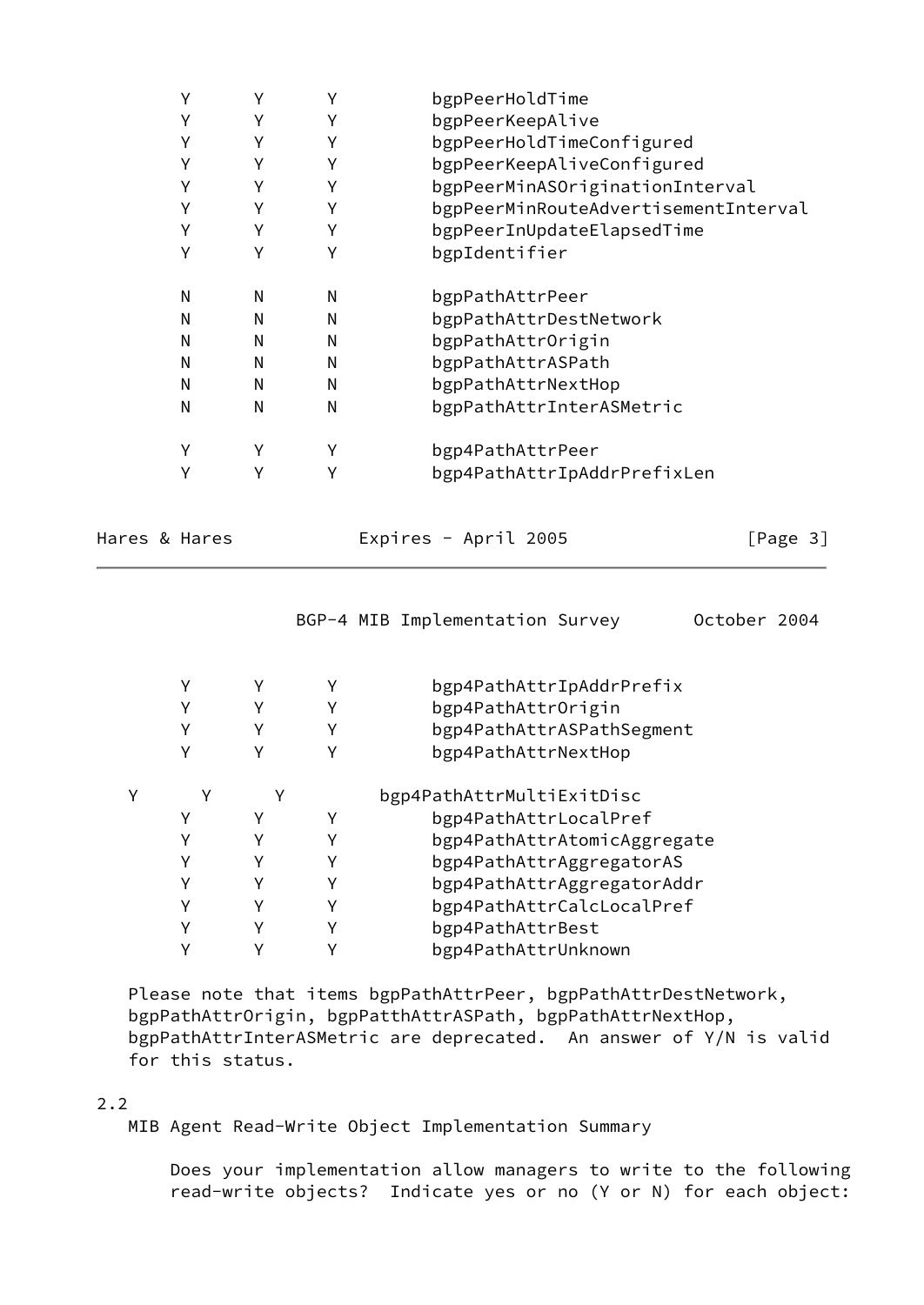| | | | |
|---|---|---|---|
| Y | Y | Y | bgpPeerHoldTime |
| Y | Y | Y | bgpPeerKeepAlive |
| Y | Y | Y | bgpPeerHoldTimeConfigured |
| Y | Y | Y | bgpPeerKeepAliveConfigured |
| Y | Y | Y | bgpPeerMinASOriginationInterval |
| Y | Y | Y | bgpPeerMinRouteAdvertisementInterval |
| Y | Y | Y | bgpPeerInUpdateElapsedTime |
| Y | Y | Y | bgpIdentifier |
| | | | |
| N | N | N | bgpPathAttrPeer |
| N | N | N | bgpPathAttrDestNetwork |
| N | N | N | bgpPathAttrOrigin |
| N | N | N | bgpPathAttrASPath |
| N | N | N | bgpPathAttrNextHop |
| N | N | N | bgpPathAttrInterASMetric |
| | | | |
| Y | Y | Y | bgp4PathAttrPeer |
| Y | Y | Y | bgp4PathAttrIpAddrPrefixLen |
| Y | Y | Y | bgp4PathAttrIpAddrPrefix |
| Y | Y | Y | bgp4PathAttrOrigin |
| Y | Y | Y | bgp4PathAttrASPathSegment |
| Y | Y | Y | bgp4PathAttrNextHop |
| | | | |
| Y | Y | Y | bgp4PathAttrMultiExitDisc |
| Y | Y | Y | bgp4PathAttrLocalPref |
| Y | Y | Y | bgp4PathAttrAtomicAggregate |
| Y | Y | Y | bgp4PathAttrAggregatorAS |
| Y | Y | Y | bgp4PathAttrAggregatorAddr |
| Y | Y | Y | bgp4PathAttrCalcLocalPref |
| Y | Y | Y | bgp4PathAttrBest |
| Y | Y | Y | bgp4PathAttrUnknown |

Please note that items bgpPathAttrPeer, bgpPathAttrDestNetwork, bgpPathAttrOrigin, bgpPatthAttrASPath, bgpPathAttrNextHop, bgpPathAttrInterASMetric are deprecated. An answer of Y/N is valid for this status.

## 2.2 MIB Agent Read-Write Object Implementation Summary

Does your implementation allow managers to write to the following read-write objects? Indicate yes or no (Y or N) for each object: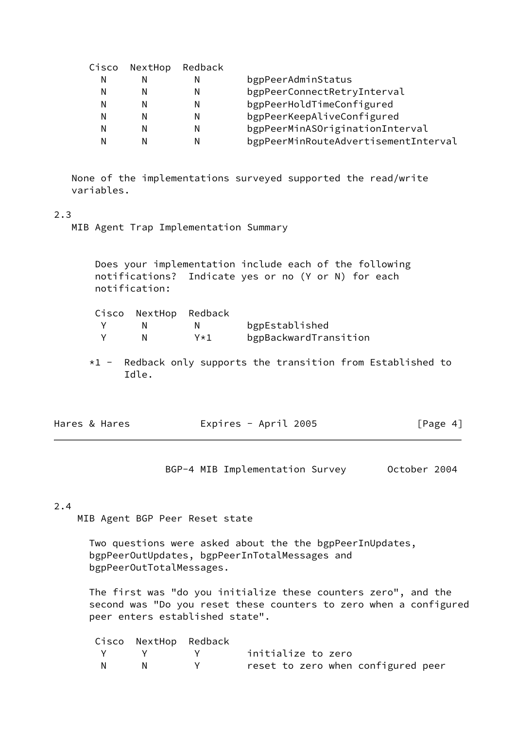| Cisco | NextHop | Redback | |
|---|---|---|---|
| N | N | N | bgpPeerAdminStatus |
| N | N | N | bgpPeerConnectRetryInterval |
| N | N | N | bgpPeerHoldTimeConfigured |
| N | N | N | bgpPeerKeepAliveConfigured |
| N | N | N | bgpPeerMinASOriginationInterval |
| N | N | N | bgpPeerMinRouteAdvertisementInterval |

None of the implementations surveyed supported the read/write variables.

## 2.3 MIB Agent Trap Implementation Summary

Does your implementation include each of the following notifications? Indicate yes or no (Y or N) for each notification:

| Cisco | NextHop | Redback | |
|---|---|---|---|
| Y | N | N | bgpEstablished |
| Y | N | Y*1 | bgpBackwardTransition |

*1 - Redback only supports the transition from Established to Idle.

## 2.4 MIB Agent BGP Peer Reset state

Two questions were asked about the the bgpPeerInUpdates, bgpPeerOutUpdates, bgpPeerInTotalMessages and bgpPeerOutTotalMessages.

The first was "do you initialize these counters zero", and the second was "Do you reset these counters to zero when a configured peer enters established state".

| Cisco | NextHop | Redback | |
|---|---|---|---|
| Y | Y | Y | initialize to zero |
| N | N | Y | reset to zero when configured peer |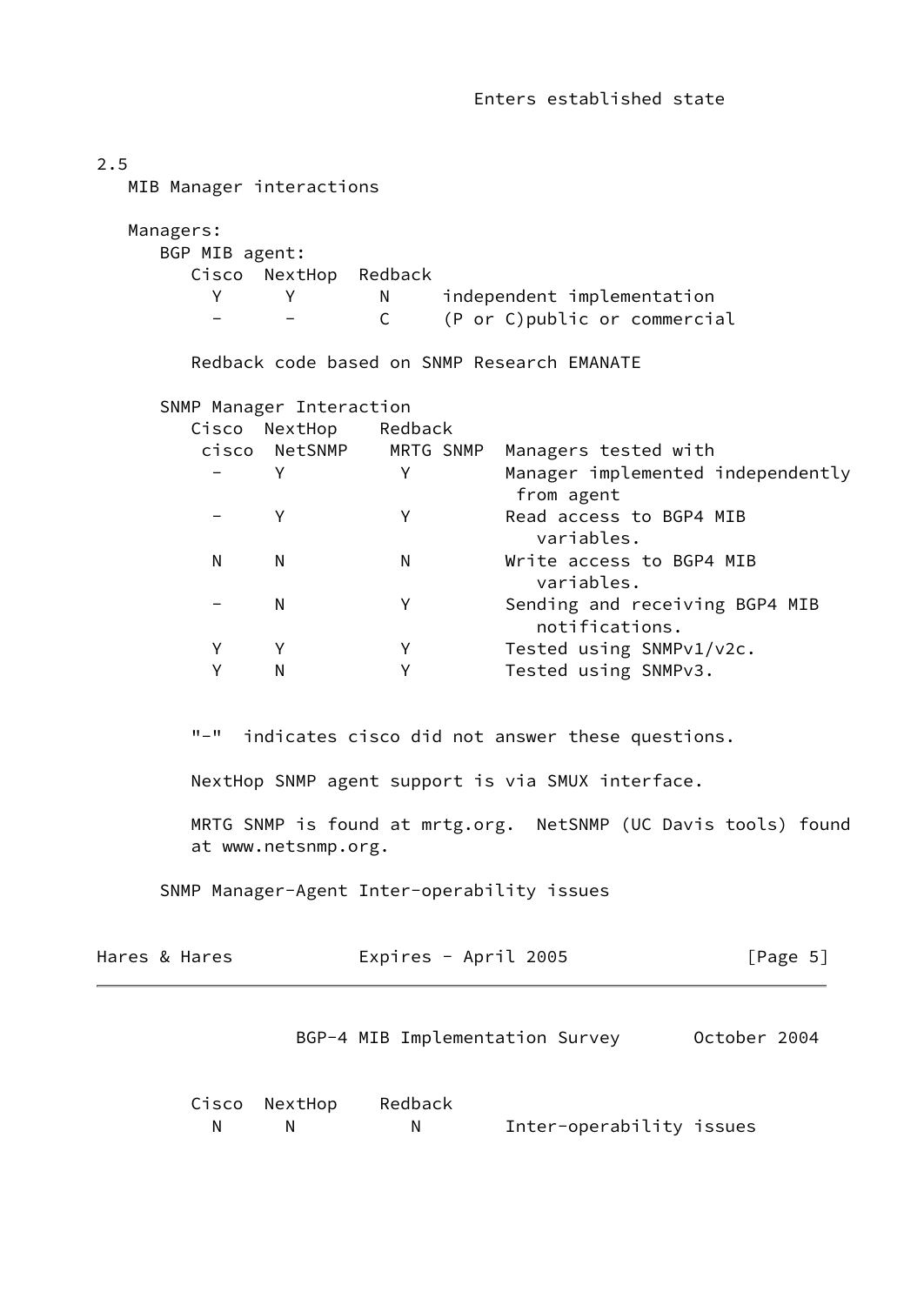Enters established state

## 2.5 MIB Manager interactions

Managers:

BGP MIB agent:

| Cisco | NextHop | Redback | |
|---|---|---|---|
| Y | Y | N | independent implementation |
| - | - | C | (P or C)public or commercial |

Redback code based on SNMP Research EMANATE

SNMP Manager Interaction

| Cisco | NextHop | Redback | |
|---|---|---|---|
| cisco | NetSNMP | MRTG SNMP | Managers tested with |
| - | Y | Y | Manager implemented independently from agent |
| - | Y | Y | Read access to BGP4 MIB variables. |
| N | N | N | Write access to BGP4 MIB variables. |
| - | N | Y | Sending and receiving BGP4 MIB notifications. |
| Y | Y | Y | Tested using SNMPv1/v2c. |
| Y | N | Y | Tested using SNMPv3. |

"-" indicates cisco did not answer these questions.

NextHop SNMP agent support is via SMUX interface.

MRTG SNMP is found at mrtg.org. NetSNMP (UC Davis tools) found at www.netsnmp.org.

SNMP Manager-Agent Inter-operability issues

| Cisco | NextHop | Redback | |
|---|---|---|---|
| N | N | N | Inter-operability issues |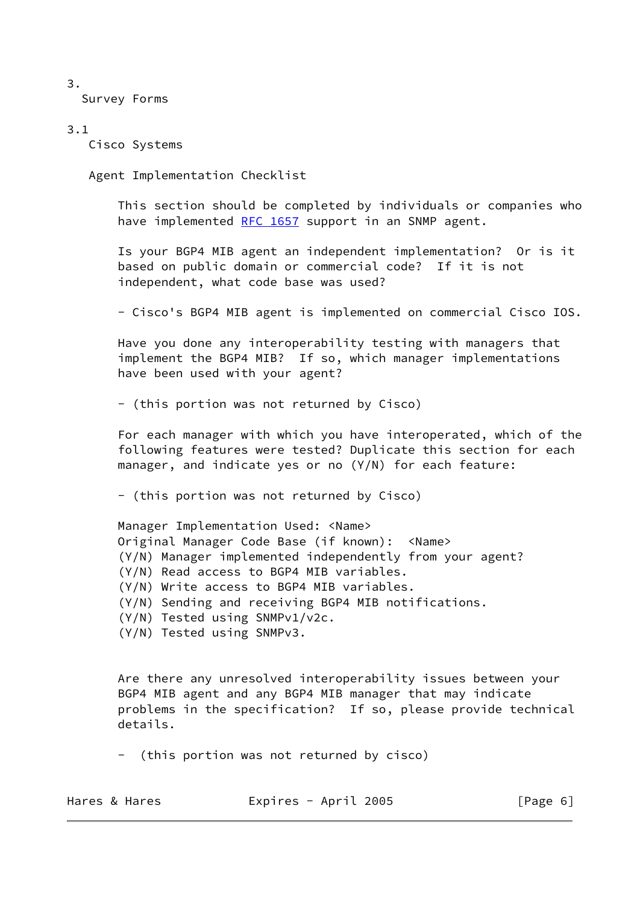# 3. Survey Forms

## 3.1 Cisco Systems

### Agent Implementation Checklist

This section should be completed by individuals or companies who have implemented RFC 1657 support in an SNMP agent.

Is your BGP4 MIB agent an independent implementation? Or is it based on public domain or commercial code? If it is not independent, what code base was used?

- Cisco's BGP4 MIB agent is implemented on commercial Cisco IOS.

Have you done any interoperability testing with managers that implement the BGP4 MIB? If so, which manager implementations have been used with your agent?

- (this portion was not returned by Cisco)

For each manager with which you have interoperated, which of the following features were tested? Duplicate this section for each manager, and indicate yes or no (Y/N) for each feature:

- (this portion was not returned by Cisco)

Manager Implementation Used: <Name>
Original Manager Code Base (if known): <Name>
(Y/N) Manager implemented independently from your agent?
(Y/N) Read access to BGP4 MIB variables.
(Y/N) Write access to BGP4 MIB variables.
(Y/N) Sending and receiving BGP4 MIB notifications.
(Y/N) Tested using SNMPv1/v2c.
(Y/N) Tested using SNMPv3.

Are there any unresolved interoperability issues between your BGP4 MIB agent and any BGP4 MIB manager that may indicate problems in the specification? If so, please provide technical details.

- (this portion was not returned by cisco)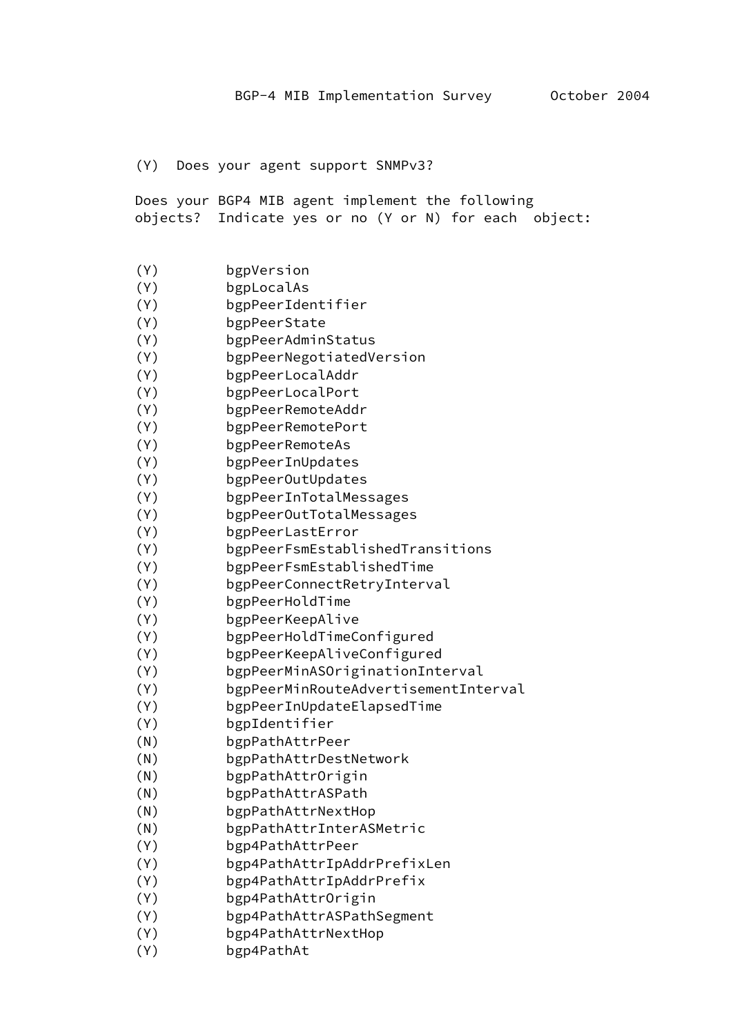(Y)  Does your agent support SNMPv3?

Does your BGP4 MIB agent implement the following objects?  Indicate yes or no (Y or N) for each  object:

```
(Y)        bgpVersion
(Y)        bgpLocalAs
(Y)        bgpPeerIdentifier
(Y)        bgpPeerState
(Y)        bgpPeerAdminStatus
(Y)        bgpPeerNegotiatedVersion
(Y)        bgpPeerLocalAddr
(Y)        bgpPeerLocalPort
(Y)        bgpPeerRemoteAddr
(Y)        bgpPeerRemotePort
(Y)        bgpPeerRemoteAs
(Y)        bgpPeerInUpdates
(Y)        bgpPeerOutUpdates
(Y)        bgpPeerInTotalMessages
(Y)        bgpPeerOutTotalMessages
(Y)        bgpPeerLastError
(Y)        bgpPeerFsmEstablishedTransitions
(Y)        bgpPeerFsmEstablishedTime
(Y)        bgpPeerConnectRetryInterval
(Y)        bgpPeerHoldTime
(Y)        bgpPeerKeepAlive
(Y)        bgpPeerHoldTimeConfigured
(Y)        bgpPeerKeepAliveConfigured
(Y)        bgpPeerMinASOriginationInterval
(Y)        bgpPeerMinRouteAdvertisementInterval
(Y)        bgpPeerInUpdateElapsedTime
(Y)        bgpIdentifier
(N)        bgpPathAttrPeer
(N)        bgpPathAttrDestNetwork
(N)        bgpPathAttrOrigin
(N)        bgpPathAttrASPath
(N)        bgpPathAttrNextHop
(N)        bgpPathAttrInterASMetric
(Y)        bgp4PathAttrPeer
(Y)        bgp4PathAttrIpAddrPrefixLen
(Y)        bgp4PathAttrIpAddrPrefix
(Y)        bgp4PathAttrOrigin
(Y)        bgp4PathAttrASPathSegment
(Y)        bgp4PathAttrNextHop
(Y)        bgp4PathAt
```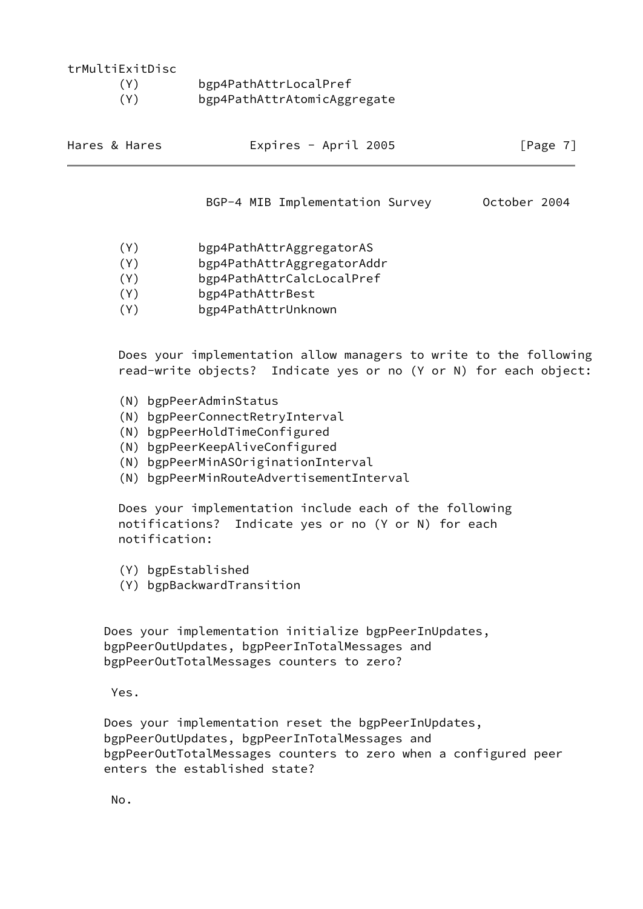trMultiExitDisc

(Y) bgp4PathAttrLocalPref
(Y) bgp4PathAttrAtomicAggregate
(Y) bgp4PathAttrAggregatorAS
(Y) bgp4PathAttrAggregatorAddr
(Y) bgp4PathAttrCalcLocalPref
(Y) bgp4PathAttrBest
(Y) bgp4PathAttrUnknown

Does your implementation allow managers to write to the following read-write objects? Indicate yes or no (Y or N) for each object:

(N) bgpPeerAdminStatus
(N) bgpPeerConnectRetryInterval
(N) bgpPeerHoldTimeConfigured
(N) bgpPeerKeepAliveConfigured
(N) bgpPeerMinASOriginationInterval
(N) bgpPeerMinRouteAdvertisementInterval

Does your implementation include each of the following notifications? Indicate yes or no (Y or N) for each notification:

(Y) bgpEstablished
(Y) bgpBackwardTransition

Does your implementation initialize bgpPeerInUpdates, bgpPeerOutUpdates, bgpPeerInTotalMessages and bgpPeerOutTotalMessages counters to zero?

Yes.

Does your implementation reset the bgpPeerInUpdates, bgpPeerOutUpdates, bgpPeerInTotalMessages and bgpPeerOutTotalMessages counters to zero when a configured peer enters the established state?

No.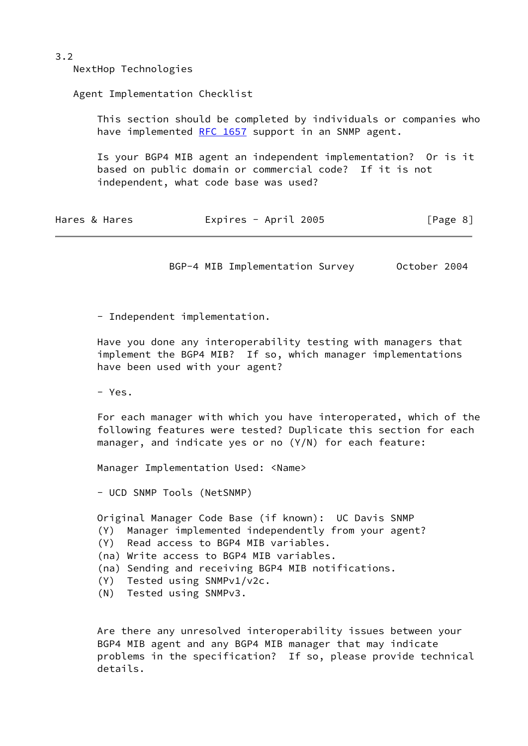3.2

NextHop Technologies

Agent Implementation Checklist

This section should be completed by individuals or companies who have implemented RFC 1657 support in an SNMP agent.

Is your BGP4 MIB agent an independent implementation? Or is it based on public domain or commercial code? If it is not independent, what code base was used?

- Independent implementation.

Have you done any interoperability testing with managers that implement the BGP4 MIB? If so, which manager implementations have been used with your agent?

- Yes.

For each manager with which you have interoperated, which of the following features were tested? Duplicate this section for each manager, and indicate yes or no (Y/N) for each feature:

Manager Implementation Used: <Name>

- UCD SNMP Tools (NetSNMP)

Original Manager Code Base (if known): UC Davis SNMP

(Y) Manager implemented independently from your agent?
(Y) Read access to BGP4 MIB variables.
(na) Write access to BGP4 MIB variables.
(na) Sending and receiving BGP4 MIB notifications.
(Y) Tested using SNMPv1/v2c.
(N) Tested using SNMPv3.

Are there any unresolved interoperability issues between your BGP4 MIB agent and any BGP4 MIB manager that may indicate problems in the specification? If so, please provide technical details.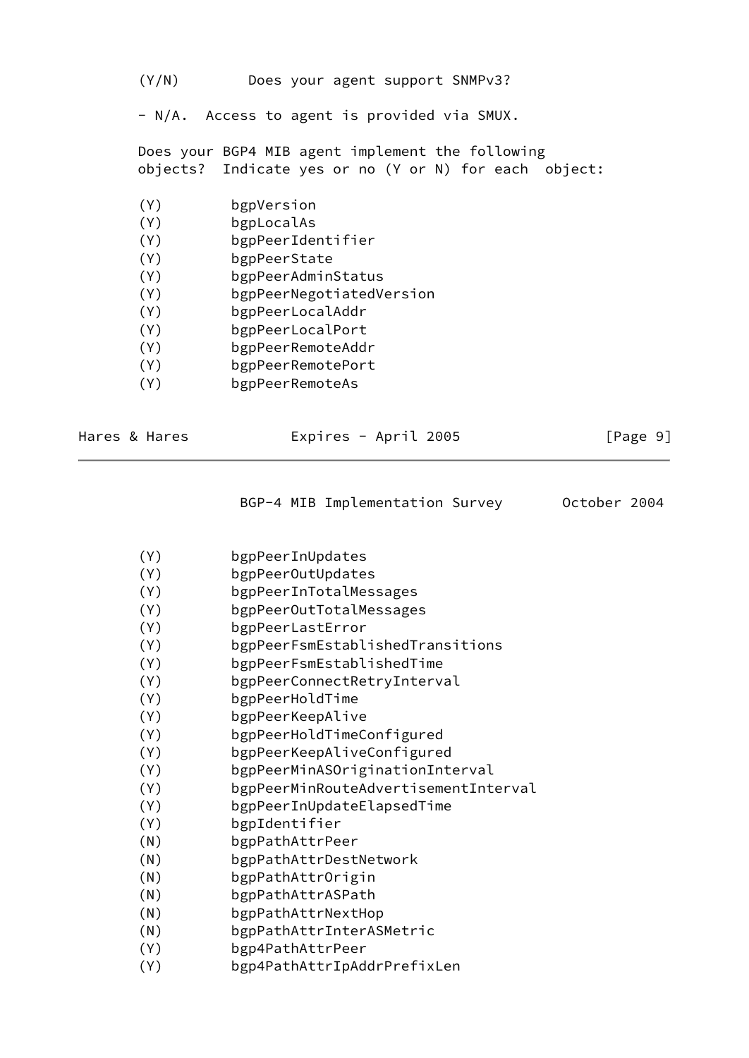(Y/N)        Does your agent support SNMPv3?

- N/A.  Access to agent is provided via SMUX.

Does your BGP4 MIB agent implement the following objects?  Indicate yes or no (Y or N) for each  object:

```
(Y)         bgpVersion
(Y)         bgpLocalAs
(Y)         bgpPeerIdentifier
(Y)         bgpPeerState
(Y)         bgpPeerAdminStatus
(Y)         bgpPeerNegotiatedVersion
(Y)         bgpPeerLocalAddr
(Y)         bgpPeerLocalPort
(Y)         bgpPeerRemoteAddr
(Y)         bgpPeerRemotePort
(Y)         bgpPeerRemoteAs
(Y)         bgpPeerInUpdates
(Y)         bgpPeerOutUpdates
(Y)         bgpPeerInTotalMessages
(Y)         bgpPeerOutTotalMessages
(Y)         bgpPeerLastError
(Y)         bgpPeerFsmEstablishedTransitions
(Y)         bgpPeerFsmEstablishedTime
(Y)         bgpPeerConnectRetryInterval
(Y)         bgpPeerHoldTime
(Y)         bgpPeerKeepAlive
(Y)         bgpPeerHoldTimeConfigured
(Y)         bgpPeerKeepAliveConfigured
(Y)         bgpPeerMinASOriginationInterval
(Y)         bgpPeerMinRouteAdvertisementInterval
(Y)         bgpPeerInUpdateElapsedTime
(Y)         bgpIdentifier
(N)         bgpPathAttrPeer
(N)         bgpPathAttrDestNetwork
(N)         bgpPathAttrOrigin
(N)         bgpPathAttrASPath
(N)         bgpPathAttrNextHop
(N)         bgpPathAttrInterASMetric
(Y)         bgp4PathAttrPeer
(Y)         bgp4PathAttrIpAddrPrefixLen
```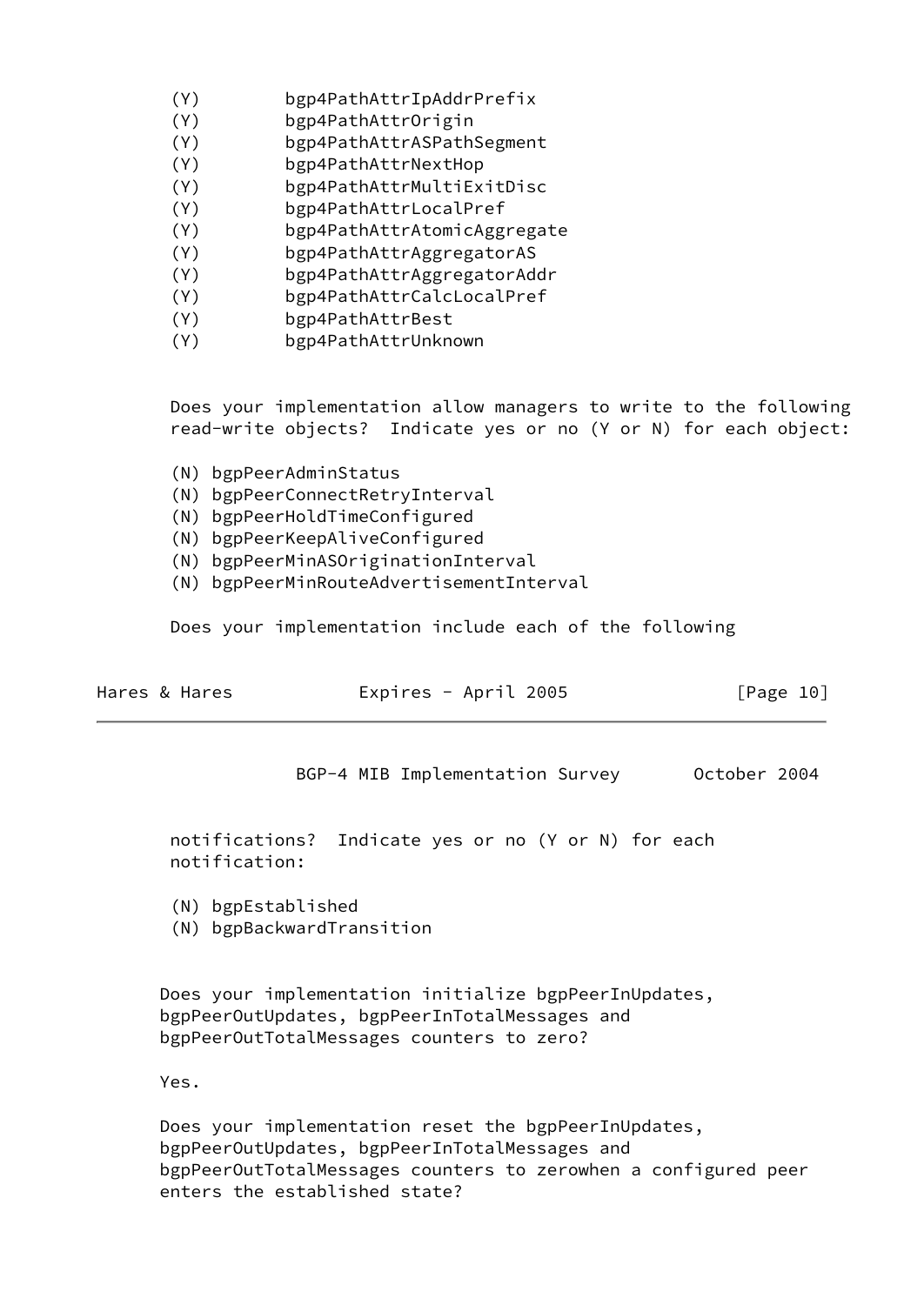(Y)        bgp4PathAttrIpAddrPrefix
(Y)        bgp4PathAttrOrigin
(Y)        bgp4PathAttrASPathSegment
(Y)        bgp4PathAttrNextHop
(Y)        bgp4PathAttrMultiExitDisc
(Y)        bgp4PathAttrLocalPref
(Y)        bgp4PathAttrAtomicAggregate
(Y)        bgp4PathAttrAggregatorAS
(Y)        bgp4PathAttrAggregatorAddr
(Y)        bgp4PathAttrCalcLocalPref
(Y)        bgp4PathAttrBest
(Y)        bgp4PathAttrUnknown

Does your implementation allow managers to write to the following read-write objects? Indicate yes or no (Y or N) for each object:

(N) bgpPeerAdminStatus
(N) bgpPeerConnectRetryInterval
(N) bgpPeerHoldTimeConfigured
(N) bgpPeerKeepAliveConfigured
(N) bgpPeerMinASOriginationInterval
(N) bgpPeerMinRouteAdvertisementInterval

Does your implementation include each of the following notifications? Indicate yes or no (Y or N) for each notification:

(N) bgpEstablished
(N) bgpBackwardTransition

Does your implementation initialize bgpPeerInUpdates, bgpPeerOutUpdates, bgpPeerInTotalMessages and bgpPeerOutTotalMessages counters to zero?

Yes.

Does your implementation reset the bgpPeerInUpdates, bgpPeerOutUpdates, bgpPeerInTotalMessages and bgpPeerOutTotalMessages counters to zerowhen a configured peer enters the established state?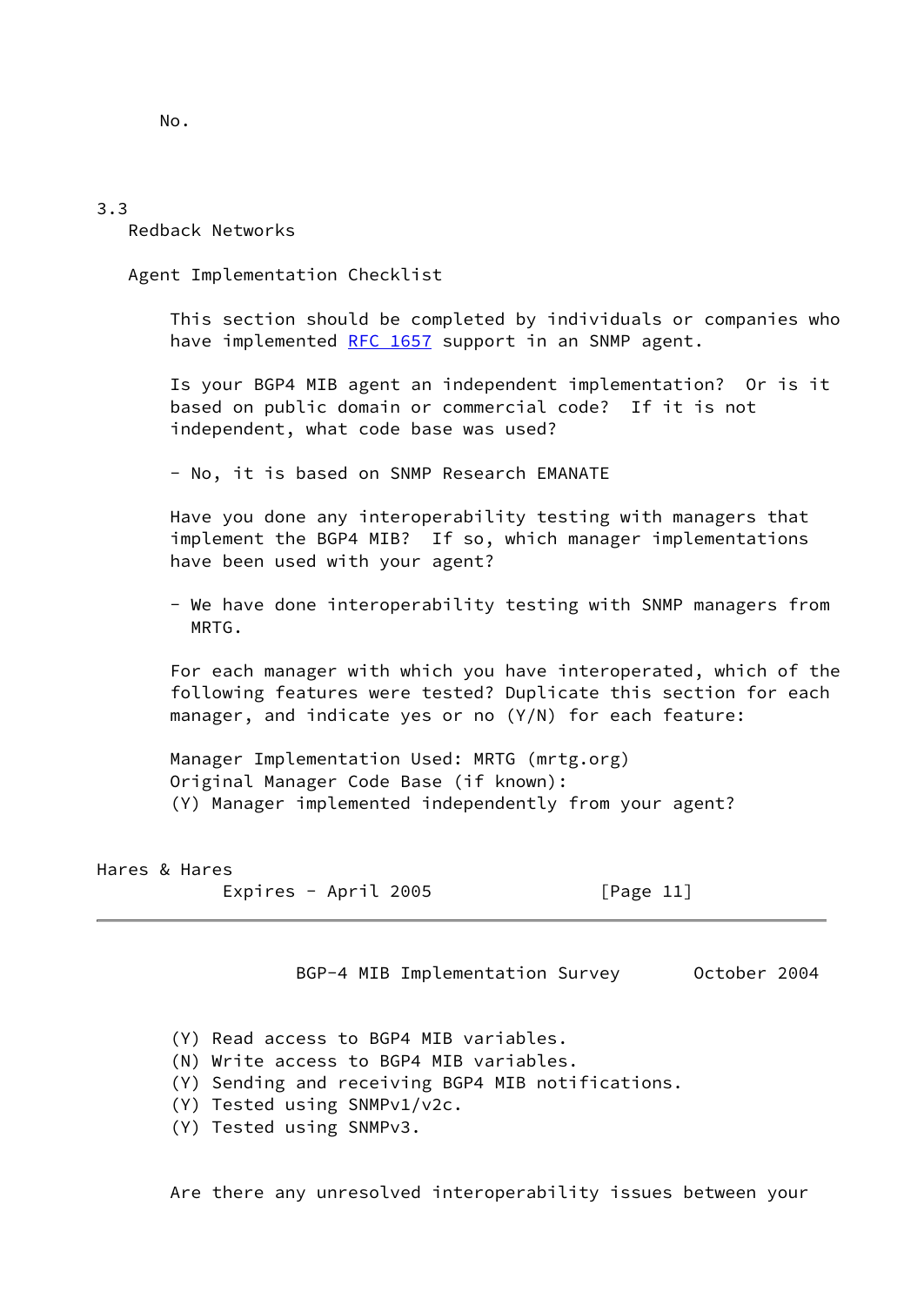No.

### 3.3 Redback Networks

Agent Implementation Checklist

This section should be completed by individuals or companies who have implemented RFC 1657 support in an SNMP agent.

Is your BGP4 MIB agent an independent implementation? Or is it based on public domain or commercial code? If it is not independent, what code base was used?

- No, it is based on SNMP Research EMANATE

Have you done any interoperability testing with managers that implement the BGP4 MIB? If so, which manager implementations have been used with your agent?

- We have done interoperability testing with SNMP managers from MRTG.

For each manager with which you have interoperated, which of the following features were tested? Duplicate this section for each manager, and indicate yes or no (Y/N) for each feature:

Manager Implementation Used: MRTG (mrtg.org)
Original Manager Code Base (if known):
(Y) Manager implemented independently from your agent?
(Y) Read access to BGP4 MIB variables.
(N) Write access to BGP4 MIB variables.
(Y) Sending and receiving BGP4 MIB notifications.
(Y) Tested using SNMPv1/v2c.
(Y) Tested using SNMPv3.

Are there any unresolved interoperability issues between your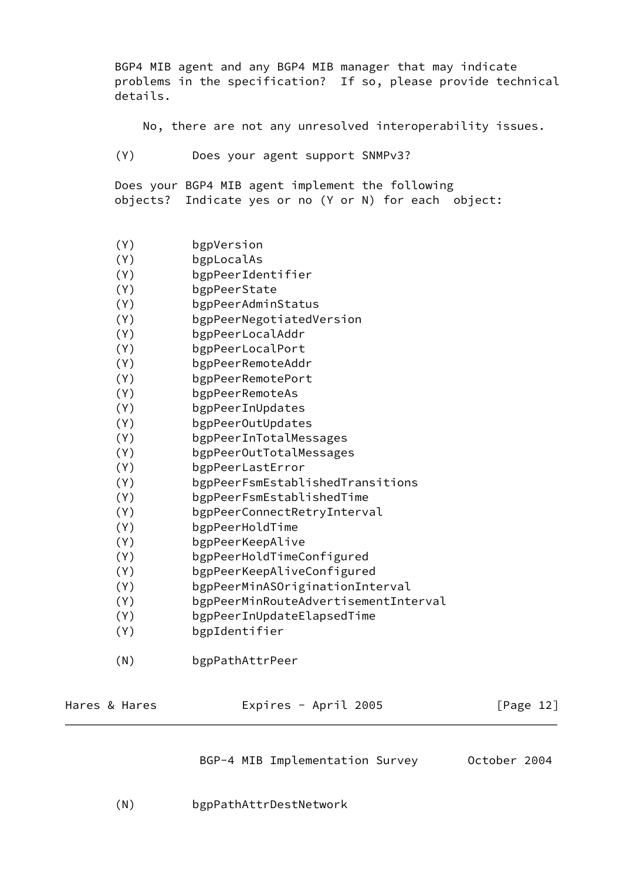BGP4 MIB agent and any BGP4 MIB manager that may indicate problems in the specification? If so, please provide technical details.

No, there are not any unresolved interoperability issues.

(Y) Does your agent support SNMPv3?

Does your BGP4 MIB agent implement the following objects? Indicate yes or no (Y or N) for each object:

```
(Y)        bgpVersion
(Y)        bgpLocalAs
(Y)        bgpPeerIdentifier
(Y)        bgpPeerState
(Y)        bgpPeerAdminStatus
(Y)        bgpPeerNegotiatedVersion
(Y)        bgpPeerLocalAddr
(Y)        bgpPeerLocalPort
(Y)        bgpPeerRemoteAddr
(Y)        bgpPeerRemotePort
(Y)        bgpPeerRemoteAs
(Y)        bgpPeerInUpdates
(Y)        bgpPeerOutUpdates
(Y)        bgpPeerInTotalMessages
(Y)        bgpPeerOutTotalMessages
(Y)        bgpPeerLastError
(Y)        bgpPeerFsmEstablishedTransitions
(Y)        bgpPeerFsmEstablishedTime
(Y)        bgpPeerConnectRetryInterval
(Y)        bgpPeerHoldTime
(Y)        bgpPeerKeepAlive
(Y)        bgpPeerHoldTimeConfigured
(Y)        bgpPeerKeepAliveConfigured
(Y)        bgpPeerMinASOriginationInterval
(Y)        bgpPeerMinRouteAdvertisementInterval
(Y)        bgpPeerInUpdateElapsedTime
(Y)        bgpIdentifier

(N)        bgpPathAttrPeer
(N)        bgpPathAttrDestNetwork
```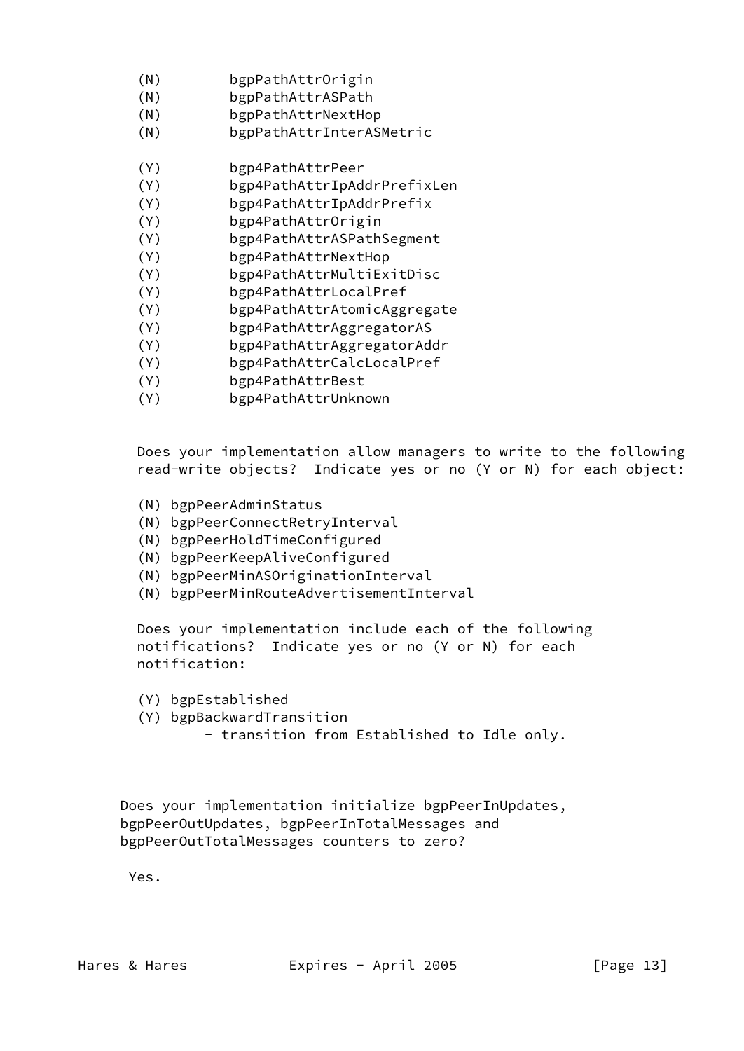(N) bgpPathAttrOrigin
(N) bgpPathAttrASPath
(N) bgpPathAttrNextHop
(N) bgpPathAttrInterASMetric

(Y) bgp4PathAttrPeer
(Y) bgp4PathAttrIpAddrPrefixLen
(Y) bgp4PathAttrIpAddrPrefix
(Y) bgp4PathAttrOrigin
(Y) bgp4PathAttrASPathSegment
(Y) bgp4PathAttrNextHop
(Y) bgp4PathAttrMultiExitDisc
(Y) bgp4PathAttrLocalPref
(Y) bgp4PathAttrAtomicAggregate
(Y) bgp4PathAttrAggregatorAS
(Y) bgp4PathAttrAggregatorAddr
(Y) bgp4PathAttrCalcLocalPref
(Y) bgp4PathAttrBest
(Y) bgp4PathAttrUnknown

Does your implementation allow managers to write to the following read-write objects? Indicate yes or no (Y or N) for each object:

(N) bgpPeerAdminStatus
(N) bgpPeerConnectRetryInterval
(N) bgpPeerHoldTimeConfigured
(N) bgpPeerKeepAliveConfigured
(N) bgpPeerMinASOriginationInterval
(N) bgpPeerMinRouteAdvertisementInterval

Does your implementation include each of the following notifications? Indicate yes or no (Y or N) for each notification:

(Y) bgpEstablished
(Y) bgpBackwardTransition
- transition from Established to Idle only.

Does your implementation initialize bgpPeerInUpdates, bgpPeerOutUpdates, bgpPeerInTotalMessages and bgpPeerOutTotalMessages counters to zero?

Yes.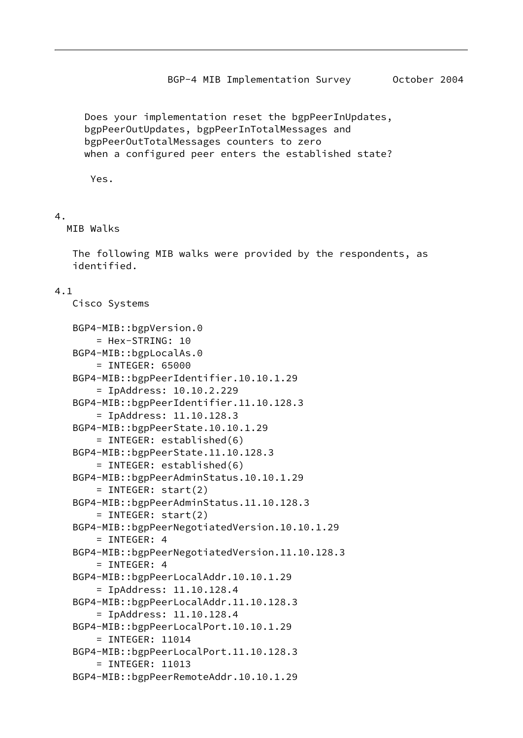Does your implementation reset the bgpPeerInUpdates, bgpPeerOutUpdates, bgpPeerInTotalMessages and bgpPeerOutTotalMessages counters to zero when a configured peer enters the established state?

Yes.

# 4. MIB Walks

The following MIB walks were provided by the respondents, as identified.

## 4.1 Cisco Systems

```
BGP4-MIB::bgpVersion.0
    = Hex-STRING: 10
BGP4-MIB::bgpLocalAs.0
    = INTEGER: 65000
BGP4-MIB::bgpPeerIdentifier.10.10.1.29
    = IpAddress: 10.10.2.229
BGP4-MIB::bgpPeerIdentifier.11.10.128.3
    = IpAddress: 11.10.128.3
BGP4-MIB::bgpPeerState.10.10.1.29
    = INTEGER: established(6)
BGP4-MIB::bgpPeerState.11.10.128.3
    = INTEGER: established(6)
BGP4-MIB::bgpPeerAdminStatus.10.10.1.29
    = INTEGER: start(2)
BGP4-MIB::bgpPeerAdminStatus.11.10.128.3
    = INTEGER: start(2)
BGP4-MIB::bgpPeerNegotiatedVersion.10.10.1.29
    = INTEGER: 4
BGP4-MIB::bgpPeerNegotiatedVersion.11.10.128.3
    = INTEGER: 4
BGP4-MIB::bgpPeerLocalAddr.10.10.1.29
    = IpAddress: 11.10.128.4
BGP4-MIB::bgpPeerLocalAddr.11.10.128.3
    = IpAddress: 11.10.128.4
BGP4-MIB::bgpPeerLocalPort.10.10.1.29
    = INTEGER: 11014
BGP4-MIB::bgpPeerLocalPort.11.10.128.3
    = INTEGER: 11013
BGP4-MIB::bgpPeerRemoteAddr.10.10.1.29
```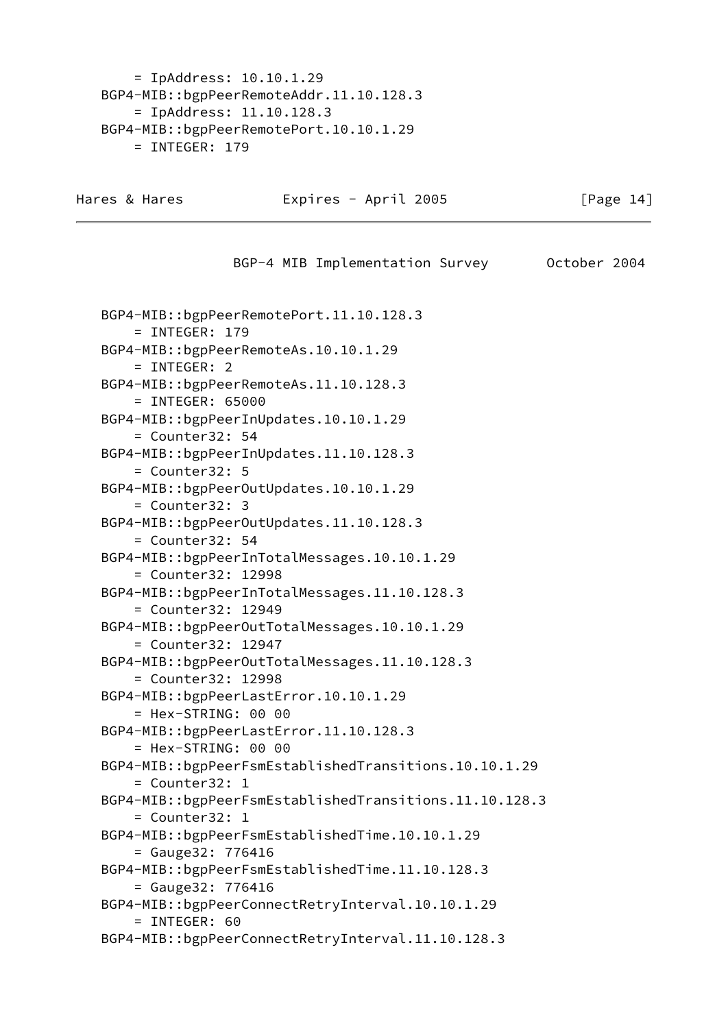```
      = IpAddress: 10.10.1.29
   BGP4-MIB::bgpPeerRemoteAddr.11.10.128.3
       = IpAddress: 11.10.128.3
   BGP4-MIB::bgpPeerRemotePort.10.10.1.29
       = INTEGER: 179
```

```
   BGP4-MIB::bgpPeerRemotePort.11.10.128.3
       = INTEGER: 179
   BGP4-MIB::bgpPeerRemoteAs.10.10.1.29
       = INTEGER: 2
   BGP4-MIB::bgpPeerRemoteAs.11.10.128.3
       = INTEGER: 65000
   BGP4-MIB::bgpPeerInUpdates.10.10.1.29
       = Counter32: 54
   BGP4-MIB::bgpPeerInUpdates.11.10.128.3
       = Counter32: 5
   BGP4-MIB::bgpPeerOutUpdates.10.10.1.29
       = Counter32: 3
   BGP4-MIB::bgpPeerOutUpdates.11.10.128.3
       = Counter32: 54
   BGP4-MIB::bgpPeerInTotalMessages.10.10.1.29
       = Counter32: 12998
   BGP4-MIB::bgpPeerInTotalMessages.11.10.128.3
       = Counter32: 12949
   BGP4-MIB::bgpPeerOutTotalMessages.10.10.1.29
       = Counter32: 12947
   BGP4-MIB::bgpPeerOutTotalMessages.11.10.128.3
       = Counter32: 12998
   BGP4-MIB::bgpPeerLastError.10.10.1.29
       = Hex-STRING: 00 00
   BGP4-MIB::bgpPeerLastError.11.10.128.3
       = Hex-STRING: 00 00
   BGP4-MIB::bgpPeerFsmEstablishedTransitions.10.10.1.29
       = Counter32: 1
   BGP4-MIB::bgpPeerFsmEstablishedTransitions.11.10.128.3
       = Counter32: 1
   BGP4-MIB::bgpPeerFsmEstablishedTime.10.10.1.29
       = Gauge32: 776416
   BGP4-MIB::bgpPeerFsmEstablishedTime.11.10.128.3
       = Gauge32: 776416
   BGP4-MIB::bgpPeerConnectRetryInterval.10.10.1.29
       = INTEGER: 60
   BGP4-MIB::bgpPeerConnectRetryInterval.11.10.128.3
```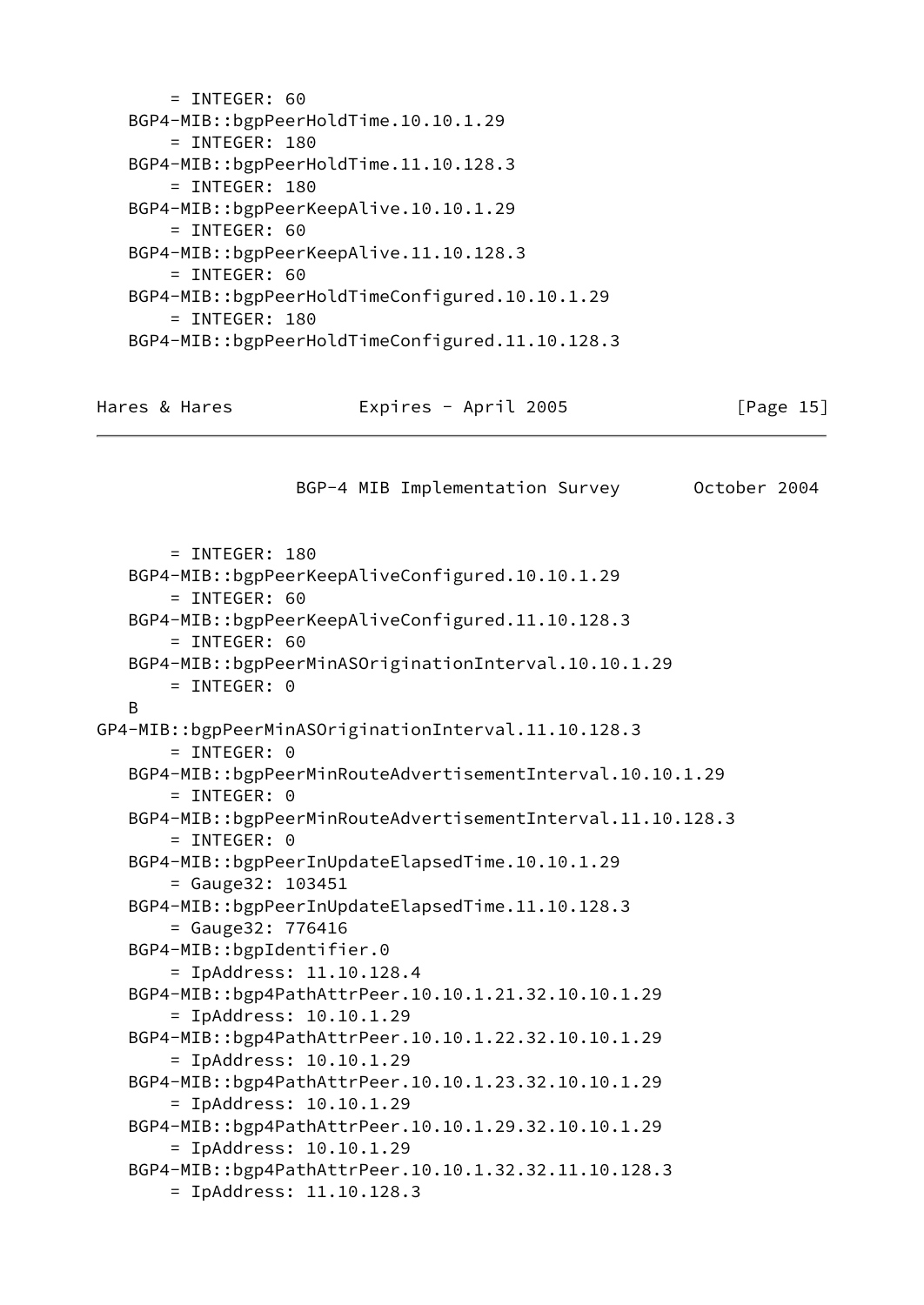```
       = INTEGER: 60
   BGP4-MIB::bgpPeerHoldTime.10.10.1.29
       = INTEGER: 180
   BGP4-MIB::bgpPeerHoldTime.11.10.128.3
       = INTEGER: 180
   BGP4-MIB::bgpPeerKeepAlive.10.10.1.29
       = INTEGER: 60
   BGP4-MIB::bgpPeerKeepAlive.11.10.128.3
       = INTEGER: 60
   BGP4-MIB::bgpPeerHoldTimeConfigured.10.10.1.29
       = INTEGER: 180
   BGP4-MIB::bgpPeerHoldTimeConfigured.11.10.128.3
       = INTEGER: 180
   BGP4-MIB::bgpPeerKeepAliveConfigured.10.10.1.29
       = INTEGER: 60
   BGP4-MIB::bgpPeerKeepAliveConfigured.11.10.128.3
       = INTEGER: 60
   BGP4-MIB::bgpPeerMinASOriginationInterval.10.10.1.29
       = INTEGER: 0
   B
GP4-MIB::bgpPeerMinASOriginationInterval.11.10.128.3
       = INTEGER: 0
   BGP4-MIB::bgpPeerMinRouteAdvertisementInterval.10.10.1.29
       = INTEGER: 0
   BGP4-MIB::bgpPeerMinRouteAdvertisementInterval.11.10.128.3
       = INTEGER: 0
   BGP4-MIB::bgpPeerInUpdateElapsedTime.10.10.1.29
       = Gauge32: 103451
   BGP4-MIB::bgpPeerInUpdateElapsedTime.11.10.128.3
       = Gauge32: 776416
   BGP4-MIB::bgpIdentifier.0
       = IpAddress: 11.10.128.4
   BGP4-MIB::bgp4PathAttrPeer.10.10.1.21.32.10.10.1.29
       = IpAddress: 10.10.1.29
   BGP4-MIB::bgp4PathAttrPeer.10.10.1.22.32.10.10.1.29
       = IpAddress: 10.10.1.29
   BGP4-MIB::bgp4PathAttrPeer.10.10.1.23.32.10.10.1.29
       = IpAddress: 10.10.1.29
   BGP4-MIB::bgp4PathAttrPeer.10.10.1.29.32.10.10.1.29
       = IpAddress: 10.10.1.29
   BGP4-MIB::bgp4PathAttrPeer.10.10.1.32.32.11.10.128.3
       = IpAddress: 11.10.128.3
```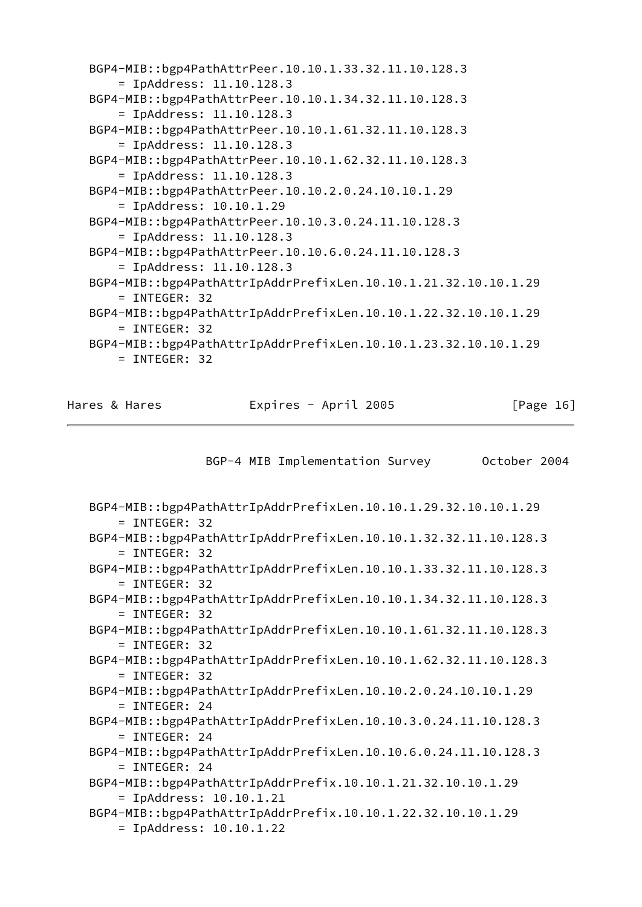```
BGP4-MIB::bgp4PathAttrPeer.10.10.1.33.32.11.10.128.3
    = IpAddress: 11.10.128.3
BGP4-MIB::bgp4PathAttrPeer.10.10.1.34.32.11.10.128.3
    = IpAddress: 11.10.128.3
BGP4-MIB::bgp4PathAttrPeer.10.10.1.61.32.11.10.128.3
    = IpAddress: 11.10.128.3
BGP4-MIB::bgp4PathAttrPeer.10.10.1.62.32.11.10.128.3
    = IpAddress: 11.10.128.3
BGP4-MIB::bgp4PathAttrPeer.10.10.2.0.24.10.10.1.29
    = IpAddress: 10.10.1.29
BGP4-MIB::bgp4PathAttrPeer.10.10.3.0.24.11.10.128.3
    = IpAddress: 11.10.128.3
BGP4-MIB::bgp4PathAttrPeer.10.10.6.0.24.11.10.128.3
    = IpAddress: 11.10.128.3
BGP4-MIB::bgp4PathAttrIpAddrPrefixLen.10.10.1.21.32.10.10.1.29
    = INTEGER: 32
BGP4-MIB::bgp4PathAttrIpAddrPrefixLen.10.10.1.22.32.10.10.1.29
    = INTEGER: 32
BGP4-MIB::bgp4PathAttrIpAddrPrefixLen.10.10.1.23.32.10.10.1.29
    = INTEGER: 32
BGP4-MIB::bgp4PathAttrIpAddrPrefixLen.10.10.1.29.32.10.10.1.29
    = INTEGER: 32
BGP4-MIB::bgp4PathAttrIpAddrPrefixLen.10.10.1.32.32.11.10.128.3
    = INTEGER: 32
BGP4-MIB::bgp4PathAttrIpAddrPrefixLen.10.10.1.33.32.11.10.128.3
    = INTEGER: 32
BGP4-MIB::bgp4PathAttrIpAddrPrefixLen.10.10.1.34.32.11.10.128.3
    = INTEGER: 32
BGP4-MIB::bgp4PathAttrIpAddrPrefixLen.10.10.1.61.32.11.10.128.3
    = INTEGER: 32
BGP4-MIB::bgp4PathAttrIpAddrPrefixLen.10.10.1.62.32.11.10.128.3
    = INTEGER: 32
BGP4-MIB::bgp4PathAttrIpAddrPrefixLen.10.10.2.0.24.10.10.1.29
    = INTEGER: 24
BGP4-MIB::bgp4PathAttrIpAddrPrefixLen.10.10.3.0.24.11.10.128.3
    = INTEGER: 24
BGP4-MIB::bgp4PathAttrIpAddrPrefixLen.10.10.6.0.24.11.10.128.3
    = INTEGER: 24
BGP4-MIB::bgp4PathAttrIpAddrPrefix.10.10.1.21.32.10.10.1.29
    = IpAddress: 10.10.1.21
BGP4-MIB::bgp4PathAttrIpAddrPrefix.10.10.1.22.32.10.10.1.29
    = IpAddress: 10.10.1.22
```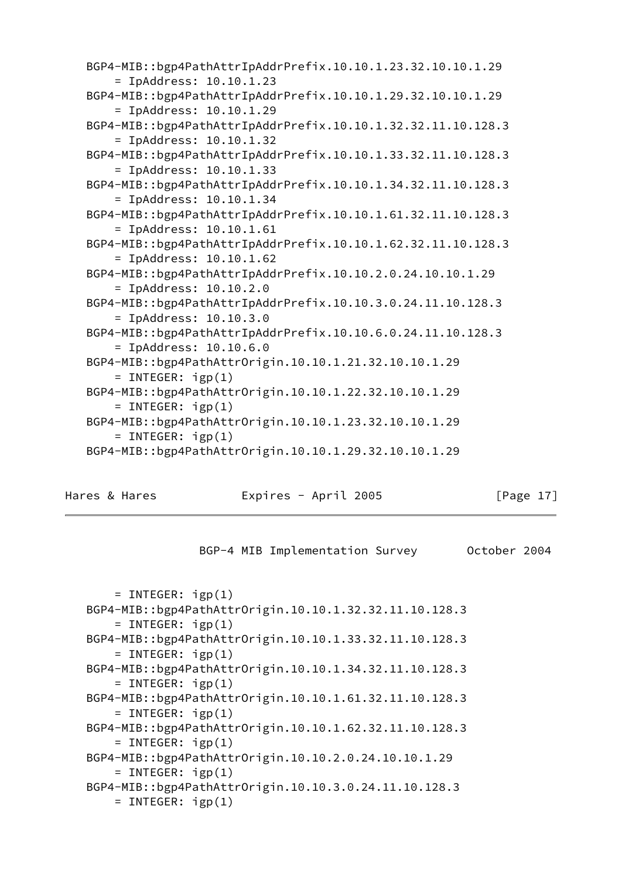```
   BGP4-MIB::bgp4PathAttrIpAddrPrefix.10.10.1.23.32.10.10.1.29
       = IpAddress: 10.10.1.23
   BGP4-MIB::bgp4PathAttrIpAddrPrefix.10.10.1.29.32.10.10.1.29
       = IpAddress: 10.10.1.29
   BGP4-MIB::bgp4PathAttrIpAddrPrefix.10.10.1.32.32.11.10.128.3
       = IpAddress: 10.10.1.32
   BGP4-MIB::bgp4PathAttrIpAddrPrefix.10.10.1.33.32.11.10.128.3
       = IpAddress: 10.10.1.33
   BGP4-MIB::bgp4PathAttrIpAddrPrefix.10.10.1.34.32.11.10.128.3
       = IpAddress: 10.10.1.34
   BGP4-MIB::bgp4PathAttrIpAddrPrefix.10.10.1.61.32.11.10.128.3
       = IpAddress: 10.10.1.61
   BGP4-MIB::bgp4PathAttrIpAddrPrefix.10.10.1.62.32.11.10.128.3
       = IpAddress: 10.10.1.62
   BGP4-MIB::bgp4PathAttrIpAddrPrefix.10.10.2.0.24.10.10.1.29
       = IpAddress: 10.10.2.0
   BGP4-MIB::bgp4PathAttrIpAddrPrefix.10.10.3.0.24.11.10.128.3
       = IpAddress: 10.10.3.0
   BGP4-MIB::bgp4PathAttrIpAddrPrefix.10.10.6.0.24.11.10.128.3
       = IpAddress: 10.10.6.0
   BGP4-MIB::bgp4PathAttrOrigin.10.10.1.21.32.10.10.1.29
       = INTEGER: igp(1)
   BGP4-MIB::bgp4PathAttrOrigin.10.10.1.22.32.10.10.1.29
       = INTEGER: igp(1)
   BGP4-MIB::bgp4PathAttrOrigin.10.10.1.23.32.10.10.1.29
       = INTEGER: igp(1)
   BGP4-MIB::bgp4PathAttrOrigin.10.10.1.29.32.10.10.1.29
       = INTEGER: igp(1)
   BGP4-MIB::bgp4PathAttrOrigin.10.10.1.32.32.11.10.128.3
       = INTEGER: igp(1)
   BGP4-MIB::bgp4PathAttrOrigin.10.10.1.33.32.11.10.128.3
       = INTEGER: igp(1)
   BGP4-MIB::bgp4PathAttrOrigin.10.10.1.34.32.11.10.128.3
       = INTEGER: igp(1)
   BGP4-MIB::bgp4PathAttrOrigin.10.10.1.61.32.11.10.128.3
       = INTEGER: igp(1)
   BGP4-MIB::bgp4PathAttrOrigin.10.10.1.62.32.11.10.128.3
       = INTEGER: igp(1)
   BGP4-MIB::bgp4PathAttrOrigin.10.10.2.0.24.10.10.1.29
       = INTEGER: igp(1)
   BGP4-MIB::bgp4PathAttrOrigin.10.10.3.0.24.11.10.128.3
       = INTEGER: igp(1)
```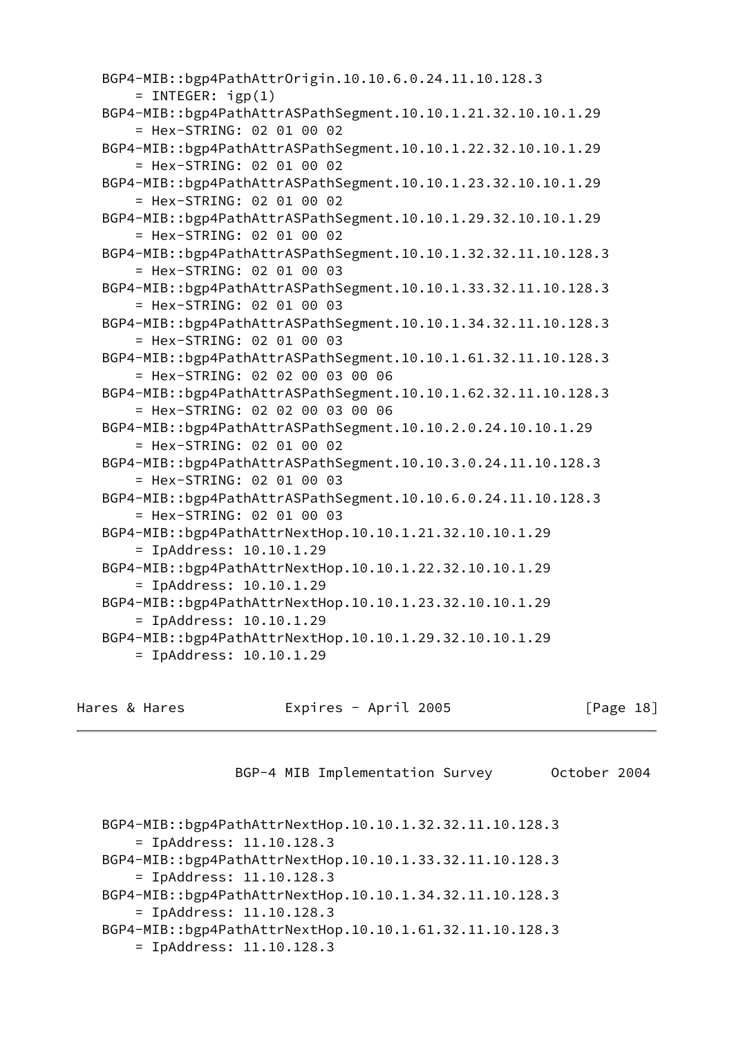```
   BGP4-MIB::bgp4PathAttrOrigin.10.10.6.0.24.11.10.128.3
       = INTEGER: igp(1)
   BGP4-MIB::bgp4PathAttrASPathSegment.10.10.1.21.32.10.10.1.29
       = Hex-STRING: 02 01 00 02
   BGP4-MIB::bgp4PathAttrASPathSegment.10.10.1.22.32.10.10.1.29
       = Hex-STRING: 02 01 00 02
   BGP4-MIB::bgp4PathAttrASPathSegment.10.10.1.23.32.10.10.1.29
       = Hex-STRING: 02 01 00 02
   BGP4-MIB::bgp4PathAttrASPathSegment.10.10.1.29.32.10.10.1.29
       = Hex-STRING: 02 01 00 02
   BGP4-MIB::bgp4PathAttrASPathSegment.10.10.1.32.32.11.10.128.3
       = Hex-STRING: 02 01 00 03
   BGP4-MIB::bgp4PathAttrASPathSegment.10.10.1.33.32.11.10.128.3
       = Hex-STRING: 02 01 00 03
   BGP4-MIB::bgp4PathAttrASPathSegment.10.10.1.34.32.11.10.128.3
       = Hex-STRING: 02 01 00 03
   BGP4-MIB::bgp4PathAttrASPathSegment.10.10.1.61.32.11.10.128.3
       = Hex-STRING: 02 02 00 03 00 06
   BGP4-MIB::bgp4PathAttrASPathSegment.10.10.1.62.32.11.10.128.3
       = Hex-STRING: 02 02 00 03 00 06
   BGP4-MIB::bgp4PathAttrASPathSegment.10.10.2.0.24.10.10.1.29
       = Hex-STRING: 02 01 00 02
   BGP4-MIB::bgp4PathAttrASPathSegment.10.10.3.0.24.11.10.128.3
       = Hex-STRING: 02 01 00 03
   BGP4-MIB::bgp4PathAttrASPathSegment.10.10.6.0.24.11.10.128.3
       = Hex-STRING: 02 01 00 03
   BGP4-MIB::bgp4PathAttrNextHop.10.10.1.21.32.10.10.1.29
       = IpAddress: 10.10.1.29
   BGP4-MIB::bgp4PathAttrNextHop.10.10.1.22.32.10.10.1.29
       = IpAddress: 10.10.1.29
   BGP4-MIB::bgp4PathAttrNextHop.10.10.1.23.32.10.10.1.29
       = IpAddress: 10.10.1.29
   BGP4-MIB::bgp4PathAttrNextHop.10.10.1.29.32.10.10.1.29
       = IpAddress: 10.10.1.29
   BGP4-MIB::bgp4PathAttrNextHop.10.10.1.32.32.11.10.128.3
       = IpAddress: 11.10.128.3
   BGP4-MIB::bgp4PathAttrNextHop.10.10.1.33.32.11.10.128.3
       = IpAddress: 11.10.128.3
   BGP4-MIB::bgp4PathAttrNextHop.10.10.1.34.32.11.10.128.3
       = IpAddress: 11.10.128.3
   BGP4-MIB::bgp4PathAttrNextHop.10.10.1.61.32.11.10.128.3
       = IpAddress: 11.10.128.3
```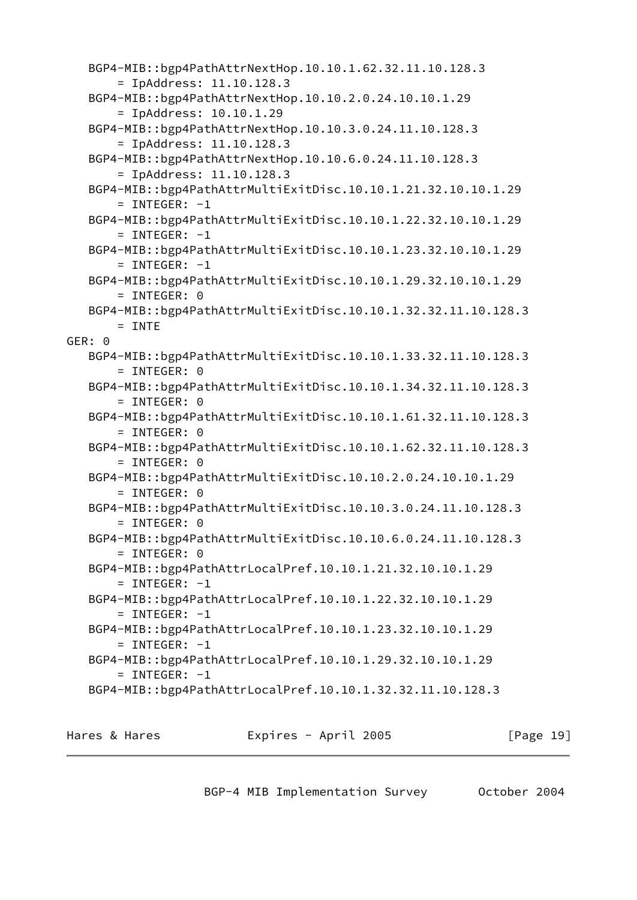```
   BGP4-MIB::bgp4PathAttrNextHop.10.10.1.62.32.11.10.128.3
       = IpAddress: 11.10.128.3
   BGP4-MIB::bgp4PathAttrNextHop.10.10.2.0.24.10.10.1.29
       = IpAddress: 10.10.1.29
   BGP4-MIB::bgp4PathAttrNextHop.10.10.3.0.24.11.10.128.3
       = IpAddress: 11.10.128.3
   BGP4-MIB::bgp4PathAttrNextHop.10.10.6.0.24.11.10.128.3
       = IpAddress: 11.10.128.3
   BGP4-MIB::bgp4PathAttrMultiExitDisc.10.10.1.21.32.10.10.1.29
       = INTEGER: -1
   BGP4-MIB::bgp4PathAttrMultiExitDisc.10.10.1.22.32.10.10.1.29
       = INTEGER: -1
   BGP4-MIB::bgp4PathAttrMultiExitDisc.10.10.1.23.32.10.10.1.29
       = INTEGER: -1
   BGP4-MIB::bgp4PathAttrMultiExitDisc.10.10.1.29.32.10.10.1.29
       = INTEGER: 0
   BGP4-MIB::bgp4PathAttrMultiExitDisc.10.10.1.32.32.11.10.128.3
       = INTE
GER: 0
   BGP4-MIB::bgp4PathAttrMultiExitDisc.10.10.1.33.32.11.10.128.3
       = INTEGER: 0
   BGP4-MIB::bgp4PathAttrMultiExitDisc.10.10.1.34.32.11.10.128.3
       = INTEGER: 0
   BGP4-MIB::bgp4PathAttrMultiExitDisc.10.10.1.61.32.11.10.128.3
       = INTEGER: 0
   BGP4-MIB::bgp4PathAttrMultiExitDisc.10.10.1.62.32.11.10.128.3
       = INTEGER: 0
   BGP4-MIB::bgp4PathAttrMultiExitDisc.10.10.2.0.24.10.10.1.29
       = INTEGER: 0
   BGP4-MIB::bgp4PathAttrMultiExitDisc.10.10.3.0.24.11.10.128.3
       = INTEGER: 0
   BGP4-MIB::bgp4PathAttrMultiExitDisc.10.10.6.0.24.11.10.128.3
       = INTEGER: 0
   BGP4-MIB::bgp4PathAttrLocalPref.10.10.1.21.32.10.10.1.29
       = INTEGER: -1
   BGP4-MIB::bgp4PathAttrLocalPref.10.10.1.22.32.10.10.1.29
       = INTEGER: -1
   BGP4-MIB::bgp4PathAttrLocalPref.10.10.1.23.32.10.10.1.29
       = INTEGER: -1
   BGP4-MIB::bgp4PathAttrLocalPref.10.10.1.29.32.10.10.1.29
       = INTEGER: -1
   BGP4-MIB::bgp4PathAttrLocalPref.10.10.1.32.32.11.10.128.3
```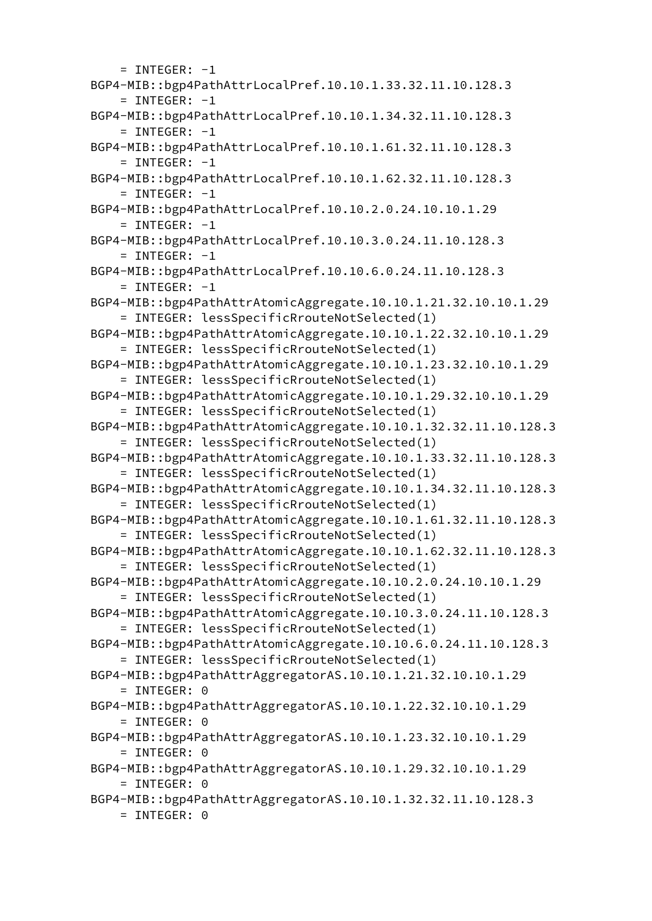```
    = INTEGER: -1
BGP4-MIB::bgp4PathAttrLocalPref.10.10.1.33.32.11.10.128.3
    = INTEGER: -1
BGP4-MIB::bgp4PathAttrLocalPref.10.10.1.34.32.11.10.128.3
    = INTEGER: -1
BGP4-MIB::bgp4PathAttrLocalPref.10.10.1.61.32.11.10.128.3
    = INTEGER: -1
BGP4-MIB::bgp4PathAttrLocalPref.10.10.1.62.32.11.10.128.3
    = INTEGER: -1
BGP4-MIB::bgp4PathAttrLocalPref.10.10.2.0.24.10.10.1.29
    = INTEGER: -1
BGP4-MIB::bgp4PathAttrLocalPref.10.10.3.0.24.11.10.128.3
    = INTEGER: -1
BGP4-MIB::bgp4PathAttrLocalPref.10.10.6.0.24.11.10.128.3
    = INTEGER: -1
BGP4-MIB::bgp4PathAttrAtomicAggregate.10.10.1.21.32.10.10.1.29
    = INTEGER: lessSpecificRrouteNotSelected(1)
BGP4-MIB::bgp4PathAttrAtomicAggregate.10.10.1.22.32.10.10.1.29
    = INTEGER: lessSpecificRrouteNotSelected(1)
BGP4-MIB::bgp4PathAttrAtomicAggregate.10.10.1.23.32.10.10.1.29
    = INTEGER: lessSpecificRrouteNotSelected(1)
BGP4-MIB::bgp4PathAttrAtomicAggregate.10.10.1.29.32.10.10.1.29
    = INTEGER: lessSpecificRrouteNotSelected(1)
BGP4-MIB::bgp4PathAttrAtomicAggregate.10.10.1.32.32.11.10.128.3
    = INTEGER: lessSpecificRrouteNotSelected(1)
BGP4-MIB::bgp4PathAttrAtomicAggregate.10.10.1.33.32.11.10.128.3
    = INTEGER: lessSpecificRrouteNotSelected(1)
BGP4-MIB::bgp4PathAttrAtomicAggregate.10.10.1.34.32.11.10.128.3
    = INTEGER: lessSpecificRrouteNotSelected(1)
BGP4-MIB::bgp4PathAttrAtomicAggregate.10.10.1.61.32.11.10.128.3
    = INTEGER: lessSpecificRrouteNotSelected(1)
BGP4-MIB::bgp4PathAttrAtomicAggregate.10.10.1.62.32.11.10.128.3
    = INTEGER: lessSpecificRrouteNotSelected(1)
BGP4-MIB::bgp4PathAttrAtomicAggregate.10.10.2.0.24.10.10.1.29
    = INTEGER: lessSpecificRrouteNotSelected(1)
BGP4-MIB::bgp4PathAttrAtomicAggregate.10.10.3.0.24.11.10.128.3
    = INTEGER: lessSpecificRrouteNotSelected(1)
BGP4-MIB::bgp4PathAttrAtomicAggregate.10.10.6.0.24.11.10.128.3
    = INTEGER: lessSpecificRrouteNotSelected(1)
BGP4-MIB::bgp4PathAttrAggregatorAS.10.10.1.21.32.10.10.1.29
    = INTEGER: 0
BGP4-MIB::bgp4PathAttrAggregatorAS.10.10.1.22.32.10.10.1.29
    = INTEGER: 0
BGP4-MIB::bgp4PathAttrAggregatorAS.10.10.1.23.32.10.10.1.29
    = INTEGER: 0
BGP4-MIB::bgp4PathAttrAggregatorAS.10.10.1.29.32.10.10.1.29
    = INTEGER: 0
BGP4-MIB::bgp4PathAttrAggregatorAS.10.10.1.32.32.11.10.128.3
    = INTEGER: 0
```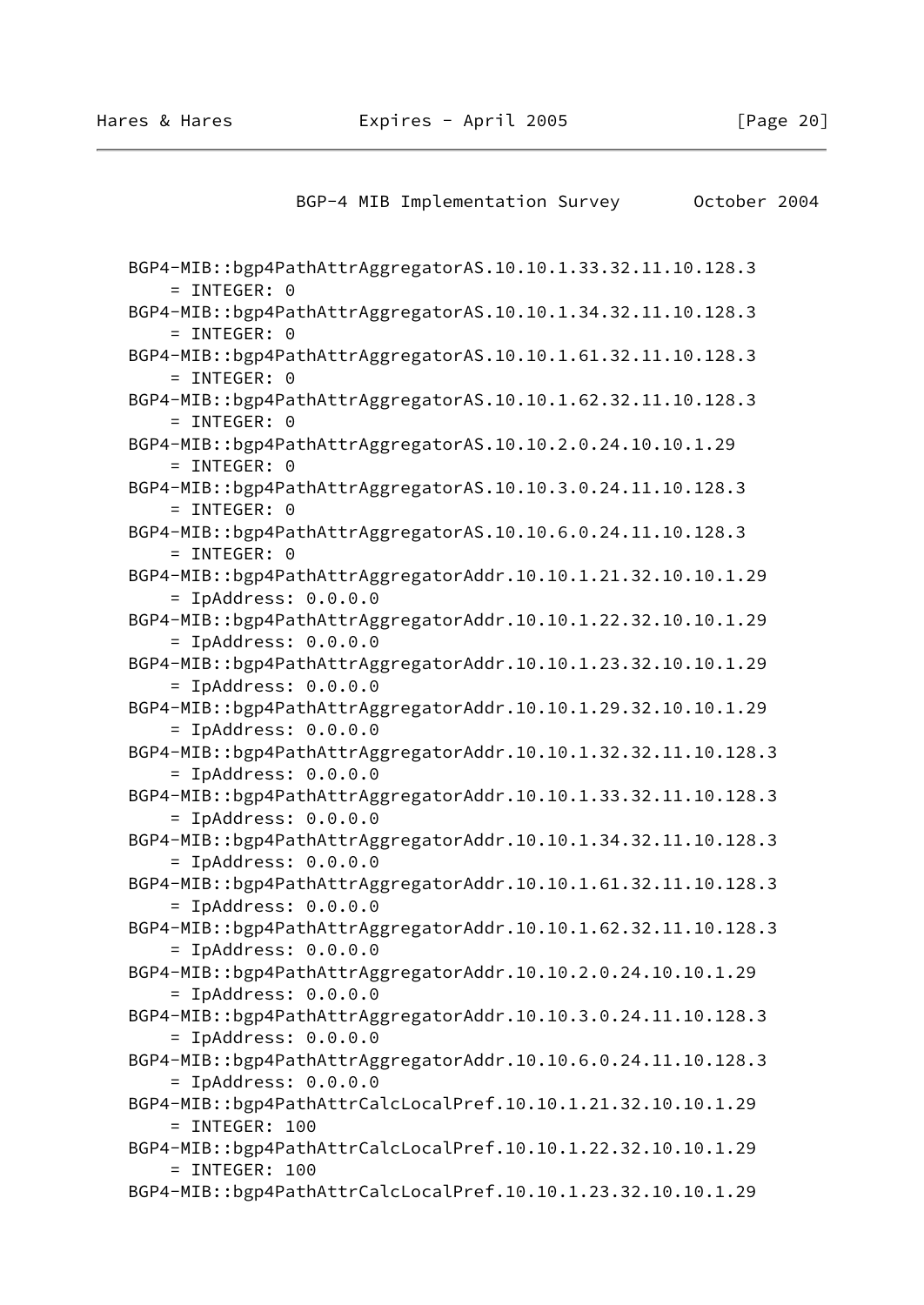```
   BGP4-MIB::bgp4PathAttrAggregatorAS.10.10.1.33.32.11.10.128.3
       = INTEGER: 0
   BGP4-MIB::bgp4PathAttrAggregatorAS.10.10.1.34.32.11.10.128.3
       = INTEGER: 0
   BGP4-MIB::bgp4PathAttrAggregatorAS.10.10.1.61.32.11.10.128.3
       = INTEGER: 0
   BGP4-MIB::bgp4PathAttrAggregatorAS.10.10.1.62.32.11.10.128.3
       = INTEGER: 0
   BGP4-MIB::bgp4PathAttrAggregatorAS.10.10.2.0.24.10.10.1.29
       = INTEGER: 0
   BGP4-MIB::bgp4PathAttrAggregatorAS.10.10.3.0.24.11.10.128.3
       = INTEGER: 0
   BGP4-MIB::bgp4PathAttrAggregatorAS.10.10.6.0.24.11.10.128.3
       = INTEGER: 0
   BGP4-MIB::bgp4PathAttrAggregatorAddr.10.10.1.21.32.10.10.1.29
       = IpAddress: 0.0.0.0
   BGP4-MIB::bgp4PathAttrAggregatorAddr.10.10.1.22.32.10.10.1.29
       = IpAddress: 0.0.0.0
   BGP4-MIB::bgp4PathAttrAggregatorAddr.10.10.1.23.32.10.10.1.29
       = IpAddress: 0.0.0.0
   BGP4-MIB::bgp4PathAttrAggregatorAddr.10.10.1.29.32.10.10.1.29
       = IpAddress: 0.0.0.0
   BGP4-MIB::bgp4PathAttrAggregatorAddr.10.10.1.32.32.11.10.128.3
       = IpAddress: 0.0.0.0
   BGP4-MIB::bgp4PathAttrAggregatorAddr.10.10.1.33.32.11.10.128.3
       = IpAddress: 0.0.0.0
   BGP4-MIB::bgp4PathAttrAggregatorAddr.10.10.1.34.32.11.10.128.3
       = IpAddress: 0.0.0.0
   BGP4-MIB::bgp4PathAttrAggregatorAddr.10.10.1.61.32.11.10.128.3
       = IpAddress: 0.0.0.0
   BGP4-MIB::bgp4PathAttrAggregatorAddr.10.10.1.62.32.11.10.128.3
       = IpAddress: 0.0.0.0
   BGP4-MIB::bgp4PathAttrAggregatorAddr.10.10.2.0.24.10.10.1.29
       = IpAddress: 0.0.0.0
   BGP4-MIB::bgp4PathAttrAggregatorAddr.10.10.3.0.24.11.10.128.3
       = IpAddress: 0.0.0.0
   BGP4-MIB::bgp4PathAttrAggregatorAddr.10.10.6.0.24.11.10.128.3
       = IpAddress: 0.0.0.0
   BGP4-MIB::bgp4PathAttrCalcLocalPref.10.10.1.21.32.10.10.1.29
       = INTEGER: 100
   BGP4-MIB::bgp4PathAttrCalcLocalPref.10.10.1.22.32.10.10.1.29
       = INTEGER: 100
   BGP4-MIB::bgp4PathAttrCalcLocalPref.10.10.1.23.32.10.10.1.29
```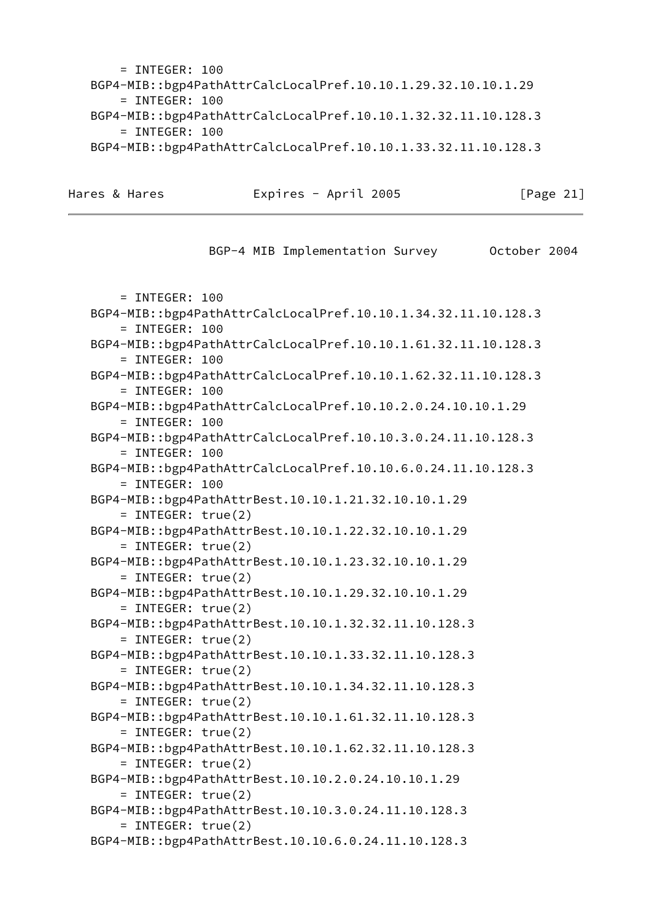```
       = INTEGER: 100
   BGP4-MIB::bgp4PathAttrCalcLocalPref.10.10.1.29.32.10.10.1.29
       = INTEGER: 100
   BGP4-MIB::bgp4PathAttrCalcLocalPref.10.10.1.32.32.11.10.128.3
       = INTEGER: 100
   BGP4-MIB::bgp4PathAttrCalcLocalPref.10.10.1.33.32.11.10.128.3
```

```
       = INTEGER: 100
   BGP4-MIB::bgp4PathAttrCalcLocalPref.10.10.1.34.32.11.10.128.3
       = INTEGER: 100
   BGP4-MIB::bgp4PathAttrCalcLocalPref.10.10.1.61.32.11.10.128.3
       = INTEGER: 100
   BGP4-MIB::bgp4PathAttrCalcLocalPref.10.10.1.62.32.11.10.128.3
       = INTEGER: 100
   BGP4-MIB::bgp4PathAttrCalcLocalPref.10.10.2.0.24.10.10.1.29
       = INTEGER: 100
   BGP4-MIB::bgp4PathAttrCalcLocalPref.10.10.3.0.24.11.10.128.3
       = INTEGER: 100
   BGP4-MIB::bgp4PathAttrCalcLocalPref.10.10.6.0.24.11.10.128.3
       = INTEGER: 100
   BGP4-MIB::bgp4PathAttrBest.10.10.1.21.32.10.10.1.29
       = INTEGER: true(2)
   BGP4-MIB::bgp4PathAttrBest.10.10.1.22.32.10.10.1.29
       = INTEGER: true(2)
   BGP4-MIB::bgp4PathAttrBest.10.10.1.23.32.10.10.1.29
       = INTEGER: true(2)
   BGP4-MIB::bgp4PathAttrBest.10.10.1.29.32.10.10.1.29
       = INTEGER: true(2)
   BGP4-MIB::bgp4PathAttrBest.10.10.1.32.32.11.10.128.3
       = INTEGER: true(2)
   BGP4-MIB::bgp4PathAttrBest.10.10.1.33.32.11.10.128.3
       = INTEGER: true(2)
   BGP4-MIB::bgp4PathAttrBest.10.10.1.34.32.11.10.128.3
       = INTEGER: true(2)
   BGP4-MIB::bgp4PathAttrBest.10.10.1.61.32.11.10.128.3
       = INTEGER: true(2)
   BGP4-MIB::bgp4PathAttrBest.10.10.1.62.32.11.10.128.3
       = INTEGER: true(2)
   BGP4-MIB::bgp4PathAttrBest.10.10.2.0.24.10.10.1.29
       = INTEGER: true(2)
   BGP4-MIB::bgp4PathAttrBest.10.10.3.0.24.11.10.128.3
       = INTEGER: true(2)
   BGP4-MIB::bgp4PathAttrBest.10.10.6.0.24.11.10.128.3
```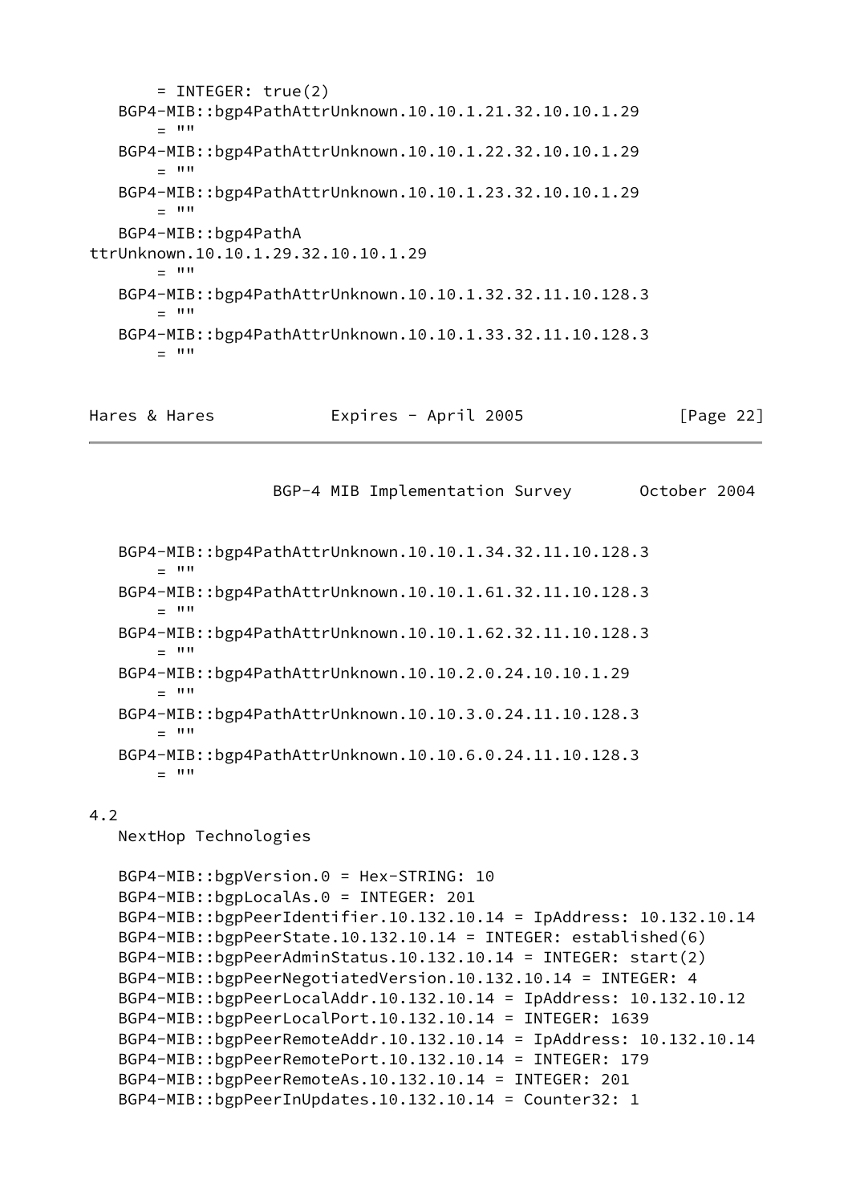```
       = INTEGER: true(2)
   BGP4-MIB::bgp4PathAttrUnknown.10.10.1.21.32.10.10.1.29
       = ""
   BGP4-MIB::bgp4PathAttrUnknown.10.10.1.22.32.10.10.1.29
       = ""
   BGP4-MIB::bgp4PathAttrUnknown.10.10.1.23.32.10.10.1.29
       = ""
   BGP4-MIB::bgp4PathA
ttrUnknown.10.10.1.29.32.10.10.1.29
       = ""
   BGP4-MIB::bgp4PathAttrUnknown.10.10.1.32.32.11.10.128.3
       = ""
   BGP4-MIB::bgp4PathAttrUnknown.10.10.1.33.32.11.10.128.3
       = ""
```

```
   BGP4-MIB::bgp4PathAttrUnknown.10.10.1.34.32.11.10.128.3
       = ""
   BGP4-MIB::bgp4PathAttrUnknown.10.10.1.61.32.11.10.128.3
       = ""
   BGP4-MIB::bgp4PathAttrUnknown.10.10.1.62.32.11.10.128.3
       = ""
   BGP4-MIB::bgp4PathAttrUnknown.10.10.2.0.24.10.10.1.29
       = ""
   BGP4-MIB::bgp4PathAttrUnknown.10.10.3.0.24.11.10.128.3
       = ""
   BGP4-MIB::bgp4PathAttrUnknown.10.10.6.0.24.11.10.128.3
       = ""
```

## 4.2

NextHop Technologies

```
   BGP4-MIB::bgpVersion.0 = Hex-STRING: 10
   BGP4-MIB::bgpLocalAs.0 = INTEGER: 201
   BGP4-MIB::bgpPeerIdentifier.10.132.10.14 = IpAddress: 10.132.10.14
   BGP4-MIB::bgpPeerState.10.132.10.14 = INTEGER: established(6)
   BGP4-MIB::bgpPeerAdminStatus.10.132.10.14 = INTEGER: start(2)
   BGP4-MIB::bgpPeerNegotiatedVersion.10.132.10.14 = INTEGER: 4
   BGP4-MIB::bgpPeerLocalAddr.10.132.10.14 = IpAddress: 10.132.10.12
   BGP4-MIB::bgpPeerLocalPort.10.132.10.14 = INTEGER: 1639
   BGP4-MIB::bgpPeerRemoteAddr.10.132.10.14 = IpAddress: 10.132.10.14
   BGP4-MIB::bgpPeerRemotePort.10.132.10.14 = INTEGER: 179
   BGP4-MIB::bgpPeerRemoteAs.10.132.10.14 = INTEGER: 201
   BGP4-MIB::bgpPeerInUpdates.10.132.10.14 = Counter32: 1
```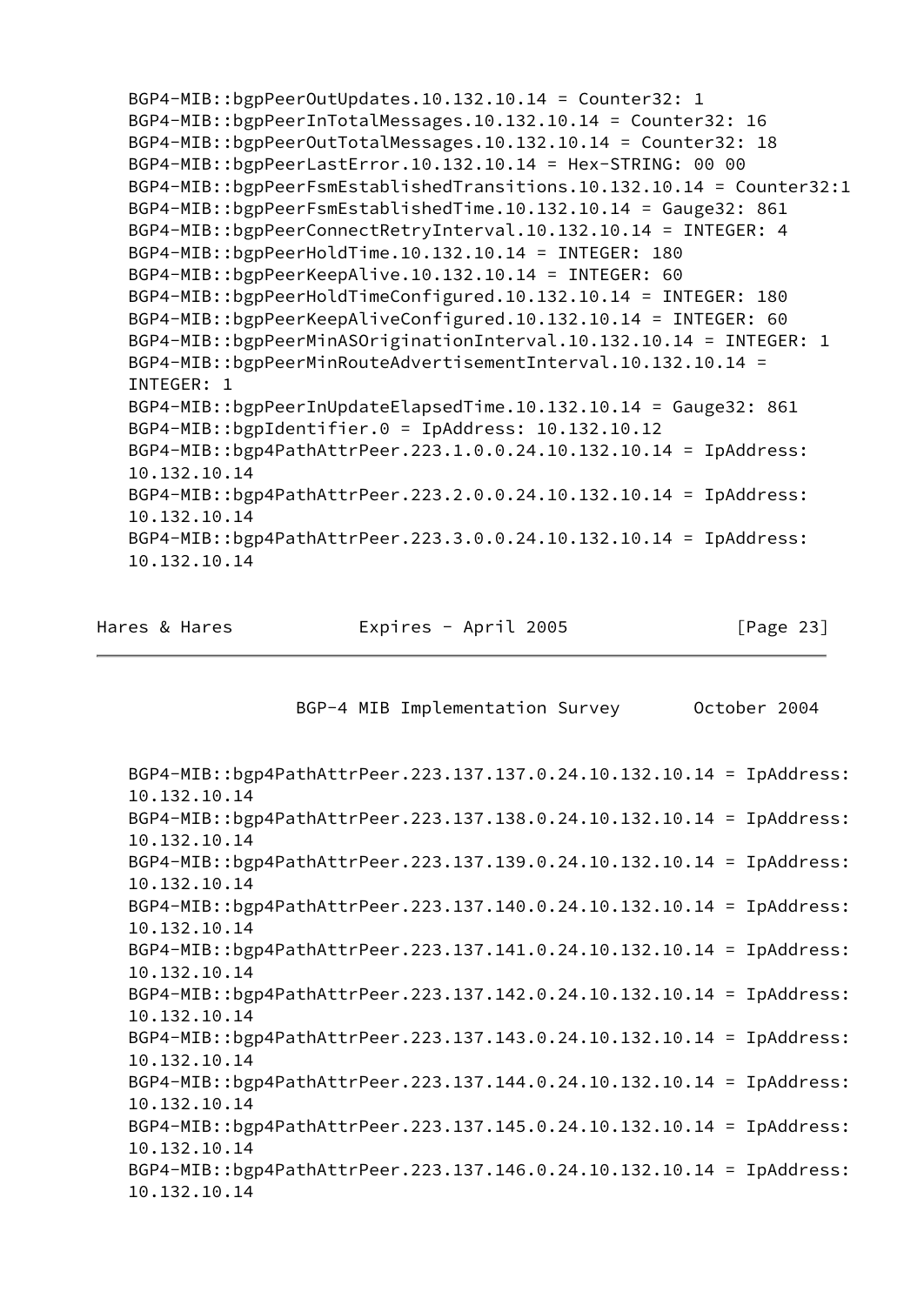```
BGP4-MIB::bgpPeerOutUpdates.10.132.10.14 = Counter32: 1
BGP4-MIB::bgpPeerInTotalMessages.10.132.10.14 = Counter32: 16
BGP4-MIB::bgpPeerOutTotalMessages.10.132.10.14 = Counter32: 18
BGP4-MIB::bgpPeerLastError.10.132.10.14 = Hex-STRING: 00 00
BGP4-MIB::bgpPeerFsmEstablishedTransitions.10.132.10.14 = Counter32:1
BGP4-MIB::bgpPeerFsmEstablishedTime.10.132.10.14 = Gauge32: 861
BGP4-MIB::bgpPeerConnectRetryInterval.10.132.10.14 = INTEGER: 4
BGP4-MIB::bgpPeerHoldTime.10.132.10.14 = INTEGER: 180
BGP4-MIB::bgpPeerKeepAlive.10.132.10.14 = INTEGER: 60
BGP4-MIB::bgpPeerHoldTimeConfigured.10.132.10.14 = INTEGER: 180
BGP4-MIB::bgpPeerKeepAliveConfigured.10.132.10.14 = INTEGER: 60
BGP4-MIB::bgpPeerMinASOriginationInterval.10.132.10.14 = INTEGER: 1
BGP4-MIB::bgpPeerMinRouteAdvertisementInterval.10.132.10.14 =
INTEGER: 1
BGP4-MIB::bgpPeerInUpdateElapsedTime.10.132.10.14 = Gauge32: 861
BGP4-MIB::bgpIdentifier.0 = IpAddress: 10.132.10.12
BGP4-MIB::bgp4PathAttrPeer.223.1.0.0.24.10.132.10.14 = IpAddress:
10.132.10.14
BGP4-MIB::bgp4PathAttrPeer.223.2.0.0.24.10.132.10.14 = IpAddress:
10.132.10.14
BGP4-MIB::bgp4PathAttrPeer.223.3.0.0.24.10.132.10.14 = IpAddress:
10.132.10.14

BGP4-MIB::bgp4PathAttrPeer.223.137.137.0.24.10.132.10.14 = IpAddress:
10.132.10.14
BGP4-MIB::bgp4PathAttrPeer.223.137.138.0.24.10.132.10.14 = IpAddress:
10.132.10.14
BGP4-MIB::bgp4PathAttrPeer.223.137.139.0.24.10.132.10.14 = IpAddress:
10.132.10.14
BGP4-MIB::bgp4PathAttrPeer.223.137.140.0.24.10.132.10.14 = IpAddress:
10.132.10.14
BGP4-MIB::bgp4PathAttrPeer.223.137.141.0.24.10.132.10.14 = IpAddress:
10.132.10.14
BGP4-MIB::bgp4PathAttrPeer.223.137.142.0.24.10.132.10.14 = IpAddress:
10.132.10.14
BGP4-MIB::bgp4PathAttrPeer.223.137.143.0.24.10.132.10.14 = IpAddress:
10.132.10.14
BGP4-MIB::bgp4PathAttrPeer.223.137.144.0.24.10.132.10.14 = IpAddress:
10.132.10.14
BGP4-MIB::bgp4PathAttrPeer.223.137.145.0.24.10.132.10.14 = IpAddress:
10.132.10.14
BGP4-MIB::bgp4PathAttrPeer.223.137.146.0.24.10.132.10.14 = IpAddress:
10.132.10.14
```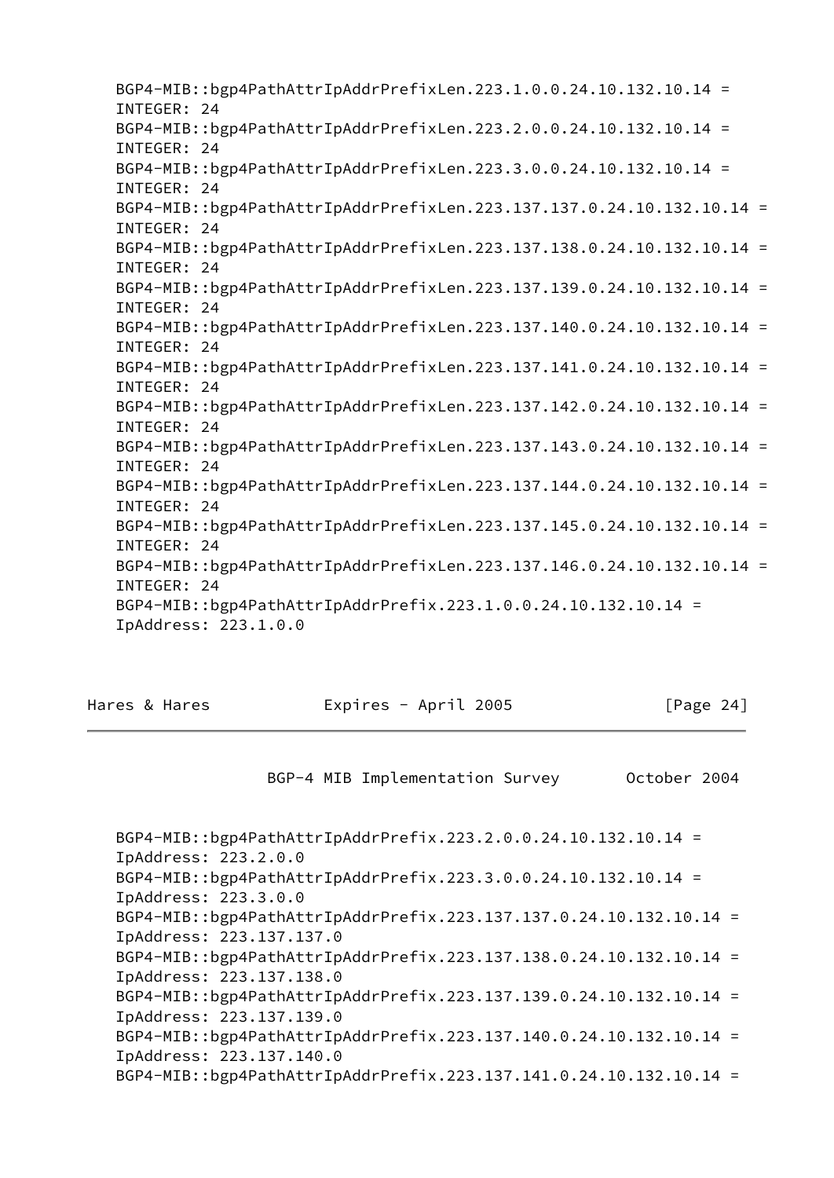```
BGP4-MIB::bgp4PathAttrIpAddrPrefixLen.223.1.0.0.24.10.132.10.14 =
INTEGER: 24
BGP4-MIB::bgp4PathAttrIpAddrPrefixLen.223.2.0.0.24.10.132.10.14 =
INTEGER: 24
BGP4-MIB::bgp4PathAttrIpAddrPrefixLen.223.3.0.0.24.10.132.10.14 =
INTEGER: 24
BGP4-MIB::bgp4PathAttrIpAddrPrefixLen.223.137.137.0.24.10.132.10.14 =
INTEGER: 24
BGP4-MIB::bgp4PathAttrIpAddrPrefixLen.223.137.138.0.24.10.132.10.14 =
INTEGER: 24
BGP4-MIB::bgp4PathAttrIpAddrPrefixLen.223.137.139.0.24.10.132.10.14 =
INTEGER: 24
BGP4-MIB::bgp4PathAttrIpAddrPrefixLen.223.137.140.0.24.10.132.10.14 =
INTEGER: 24
BGP4-MIB::bgp4PathAttrIpAddrPrefixLen.223.137.141.0.24.10.132.10.14 =
INTEGER: 24
BGP4-MIB::bgp4PathAttrIpAddrPrefixLen.223.137.142.0.24.10.132.10.14 =
INTEGER: 24
BGP4-MIB::bgp4PathAttrIpAddrPrefixLen.223.137.143.0.24.10.132.10.14 =
INTEGER: 24
BGP4-MIB::bgp4PathAttrIpAddrPrefixLen.223.137.144.0.24.10.132.10.14 =
INTEGER: 24
BGP4-MIB::bgp4PathAttrIpAddrPrefixLen.223.137.145.0.24.10.132.10.14 =
INTEGER: 24
BGP4-MIB::bgp4PathAttrIpAddrPrefixLen.223.137.146.0.24.10.132.10.14 =
INTEGER: 24
BGP4-MIB::bgp4PathAttrIpAddrPrefix.223.1.0.0.24.10.132.10.14 =
IpAddress: 223.1.0.0
BGP4-MIB::bgp4PathAttrIpAddrPrefix.223.2.0.0.24.10.132.10.14 =
IpAddress: 223.2.0.0
BGP4-MIB::bgp4PathAttrIpAddrPrefix.223.3.0.0.24.10.132.10.14 =
IpAddress: 223.3.0.0
BGP4-MIB::bgp4PathAttrIpAddrPrefix.223.137.137.0.24.10.132.10.14 =
IpAddress: 223.137.137.0
BGP4-MIB::bgp4PathAttrIpAddrPrefix.223.137.138.0.24.10.132.10.14 =
IpAddress: 223.137.138.0
BGP4-MIB::bgp4PathAttrIpAddrPrefix.223.137.139.0.24.10.132.10.14 =
IpAddress: 223.137.139.0
BGP4-MIB::bgp4PathAttrIpAddrPrefix.223.137.140.0.24.10.132.10.14 =
IpAddress: 223.137.140.0
BGP4-MIB::bgp4PathAttrIpAddrPrefix.223.137.141.0.24.10.132.10.14 =
```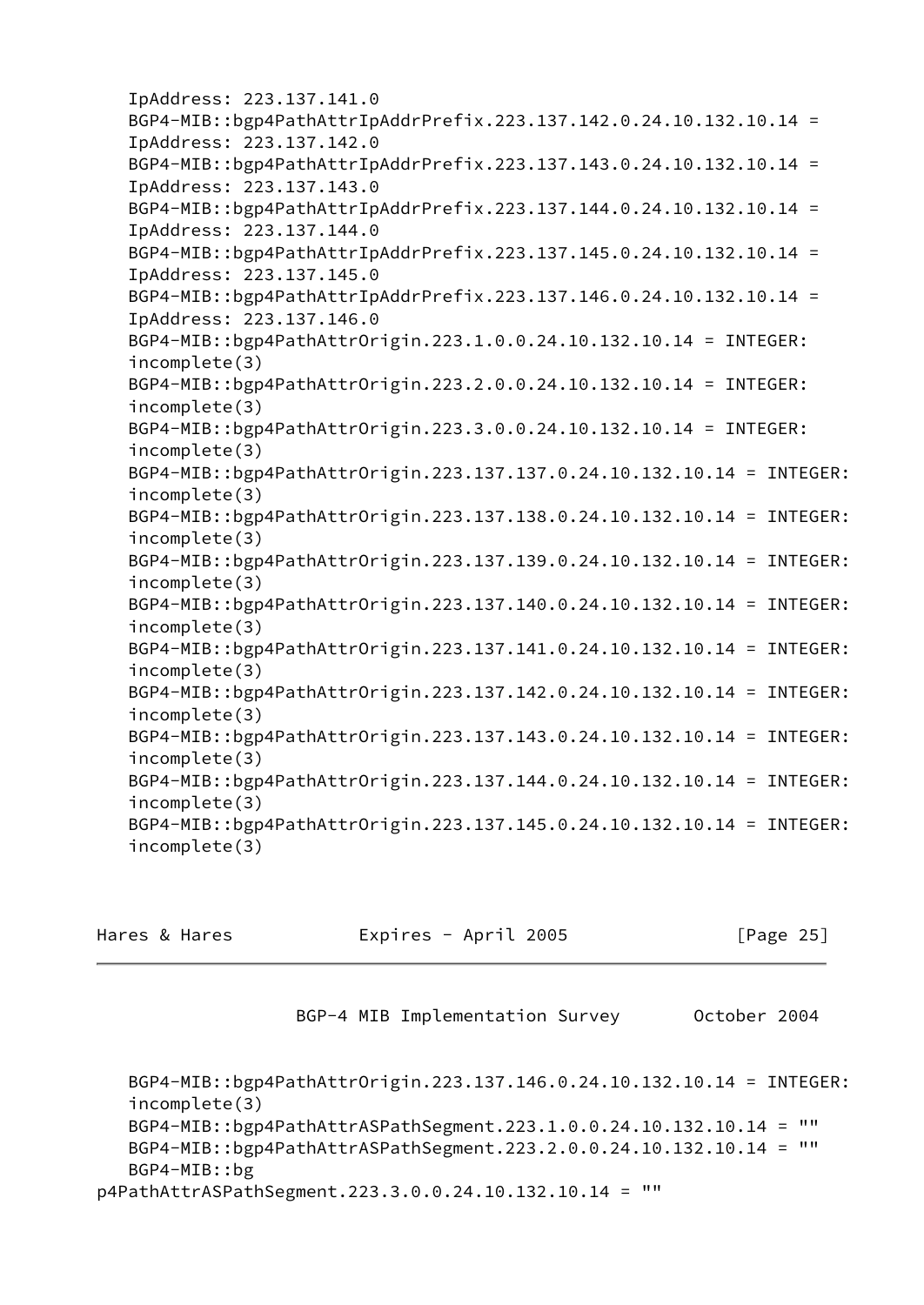```
   IpAddress: 223.137.141.0
   BGP4-MIB::bgp4PathAttrIpAddrPrefix.223.137.142.0.24.10.132.10.14 =
   IpAddress: 223.137.142.0
   BGP4-MIB::bgp4PathAttrIpAddrPrefix.223.137.143.0.24.10.132.10.14 =
   IpAddress: 223.137.143.0
   BGP4-MIB::bgp4PathAttrIpAddrPrefix.223.137.144.0.24.10.132.10.14 =
   IpAddress: 223.137.144.0
   BGP4-MIB::bgp4PathAttrIpAddrPrefix.223.137.145.0.24.10.132.10.14 =
   IpAddress: 223.137.145.0
   BGP4-MIB::bgp4PathAttrIpAddrPrefix.223.137.146.0.24.10.132.10.14 =
   IpAddress: 223.137.146.0
   BGP4-MIB::bgp4PathAttrOrigin.223.1.0.0.24.10.132.10.14 = INTEGER:
   incomplete(3)
   BGP4-MIB::bgp4PathAttrOrigin.223.2.0.0.24.10.132.10.14 = INTEGER:
   incomplete(3)
   BGP4-MIB::bgp4PathAttrOrigin.223.3.0.0.24.10.132.10.14 = INTEGER:
   incomplete(3)
   BGP4-MIB::bgp4PathAttrOrigin.223.137.137.0.24.10.132.10.14 = INTEGER:
   incomplete(3)
   BGP4-MIB::bgp4PathAttrOrigin.223.137.138.0.24.10.132.10.14 = INTEGER:
   incomplete(3)
   BGP4-MIB::bgp4PathAttrOrigin.223.137.139.0.24.10.132.10.14 = INTEGER:
   incomplete(3)
   BGP4-MIB::bgp4PathAttrOrigin.223.137.140.0.24.10.132.10.14 = INTEGER:
   incomplete(3)
   BGP4-MIB::bgp4PathAttrOrigin.223.137.141.0.24.10.132.10.14 = INTEGER:
   incomplete(3)
   BGP4-MIB::bgp4PathAttrOrigin.223.137.142.0.24.10.132.10.14 = INTEGER:
   incomplete(3)
   BGP4-MIB::bgp4PathAttrOrigin.223.137.143.0.24.10.132.10.14 = INTEGER:
   incomplete(3)
   BGP4-MIB::bgp4PathAttrOrigin.223.137.144.0.24.10.132.10.14 = INTEGER:
   incomplete(3)
   BGP4-MIB::bgp4PathAttrOrigin.223.137.145.0.24.10.132.10.14 = INTEGER:
   incomplete(3)
   BGP4-MIB::bgp4PathAttrOrigin.223.137.146.0.24.10.132.10.14 = INTEGER:
   incomplete(3)
   BGP4-MIB::bgp4PathAttrASPathSegment.223.1.0.0.24.10.132.10.14 = ""
   BGP4-MIB::bgp4PathAttrASPathSegment.223.2.0.0.24.10.132.10.14 = ""
   BGP4-MIB::bg
p4PathAttrASPathSegment.223.3.0.0.24.10.132.10.14 = ""
```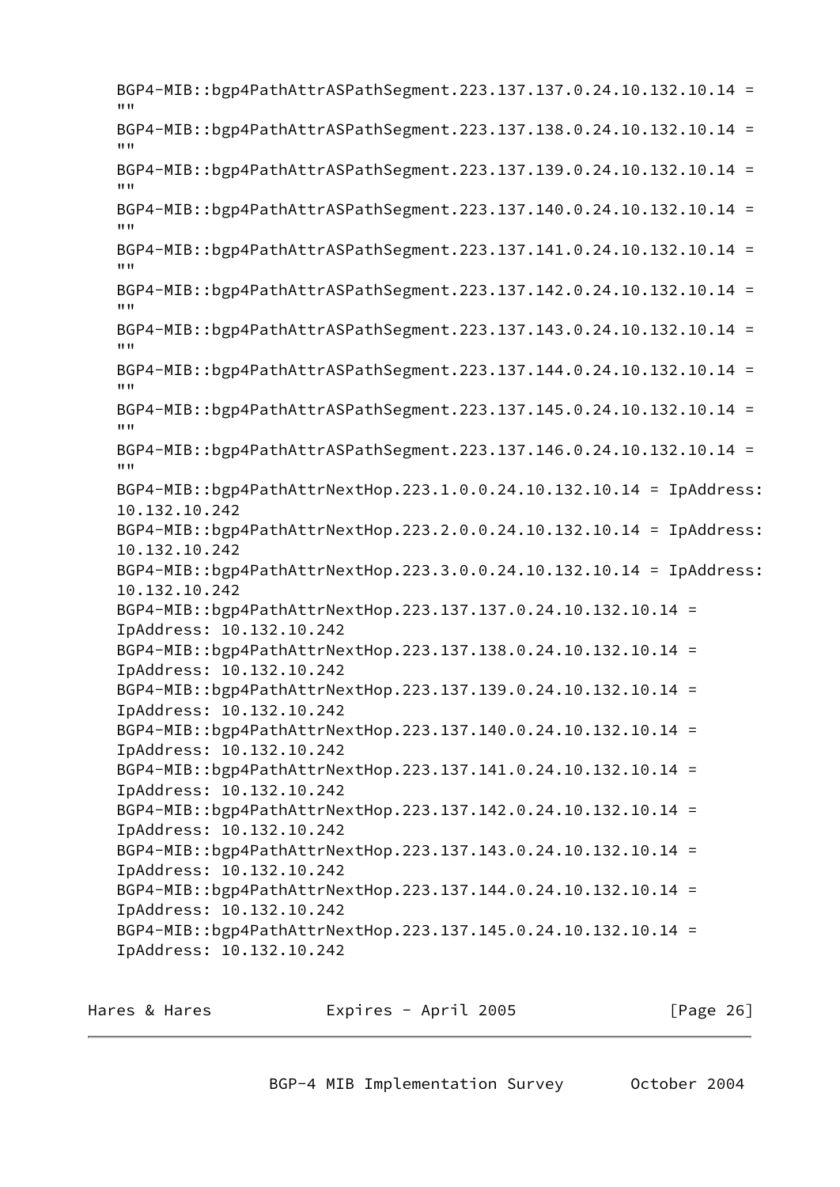```
BGP4-MIB::bgp4PathAttrASPathSegment.223.137.137.0.24.10.132.10.14 =
""
BGP4-MIB::bgp4PathAttrASPathSegment.223.137.138.0.24.10.132.10.14 =
""
BGP4-MIB::bgp4PathAttrASPathSegment.223.137.139.0.24.10.132.10.14 =
""
BGP4-MIB::bgp4PathAttrASPathSegment.223.137.140.0.24.10.132.10.14 =
""
BGP4-MIB::bgp4PathAttrASPathSegment.223.137.141.0.24.10.132.10.14 =
""
BGP4-MIB::bgp4PathAttrASPathSegment.223.137.142.0.24.10.132.10.14 =
""
BGP4-MIB::bgp4PathAttrASPathSegment.223.137.143.0.24.10.132.10.14 =
""
BGP4-MIB::bgp4PathAttrASPathSegment.223.137.144.0.24.10.132.10.14 =
""
BGP4-MIB::bgp4PathAttrASPathSegment.223.137.145.0.24.10.132.10.14 =
""
BGP4-MIB::bgp4PathAttrASPathSegment.223.137.146.0.24.10.132.10.14 =
""
BGP4-MIB::bgp4PathAttrNextHop.223.1.0.0.24.10.132.10.14 = IpAddress:
10.132.10.242
BGP4-MIB::bgp4PathAttrNextHop.223.2.0.0.24.10.132.10.14 = IpAddress:
10.132.10.242
BGP4-MIB::bgp4PathAttrNextHop.223.3.0.0.24.10.132.10.14 = IpAddress:
10.132.10.242
BGP4-MIB::bgp4PathAttrNextHop.223.137.137.0.24.10.132.10.14 =
IpAddress: 10.132.10.242
BGP4-MIB::bgp4PathAttrNextHop.223.137.138.0.24.10.132.10.14 =
IpAddress: 10.132.10.242
BGP4-MIB::bgp4PathAttrNextHop.223.137.139.0.24.10.132.10.14 =
IpAddress: 10.132.10.242
BGP4-MIB::bgp4PathAttrNextHop.223.137.140.0.24.10.132.10.14 =
IpAddress: 10.132.10.242
BGP4-MIB::bgp4PathAttrNextHop.223.137.141.0.24.10.132.10.14 =
IpAddress: 10.132.10.242
BGP4-MIB::bgp4PathAttrNextHop.223.137.142.0.24.10.132.10.14 =
IpAddress: 10.132.10.242
BGP4-MIB::bgp4PathAttrNextHop.223.137.143.0.24.10.132.10.14 =
IpAddress: 10.132.10.242
BGP4-MIB::bgp4PathAttrNextHop.223.137.144.0.24.10.132.10.14 =
IpAddress: 10.132.10.242
BGP4-MIB::bgp4PathAttrNextHop.223.137.145.0.24.10.132.10.14 =
IpAddress: 10.132.10.242
```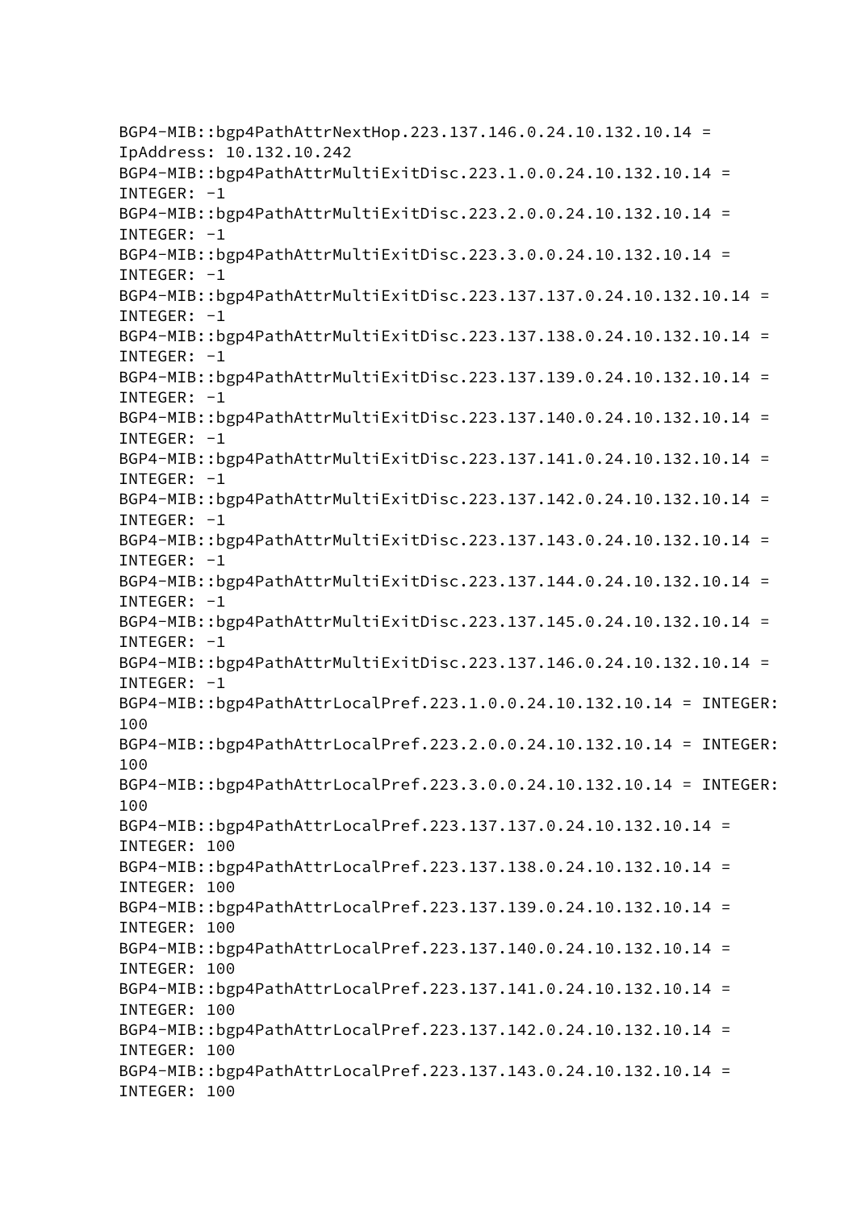```
BGP4-MIB::bgp4PathAttrNextHop.223.137.146.0.24.10.132.10.14 =
IpAddress: 10.132.10.242
BGP4-MIB::bgp4PathAttrMultiExitDisc.223.1.0.0.24.10.132.10.14 =
INTEGER: -1
BGP4-MIB::bgp4PathAttrMultiExitDisc.223.2.0.0.24.10.132.10.14 =
INTEGER: -1
BGP4-MIB::bgp4PathAttrMultiExitDisc.223.3.0.0.24.10.132.10.14 =
INTEGER: -1
BGP4-MIB::bgp4PathAttrMultiExitDisc.223.137.137.0.24.10.132.10.14 =
INTEGER: -1
BGP4-MIB::bgp4PathAttrMultiExitDisc.223.137.138.0.24.10.132.10.14 =
INTEGER: -1
BGP4-MIB::bgp4PathAttrMultiExitDisc.223.137.139.0.24.10.132.10.14 =
INTEGER: -1
BGP4-MIB::bgp4PathAttrMultiExitDisc.223.137.140.0.24.10.132.10.14 =
INTEGER: -1
BGP4-MIB::bgp4PathAttrMultiExitDisc.223.137.141.0.24.10.132.10.14 =
INTEGER: -1
BGP4-MIB::bgp4PathAttrMultiExitDisc.223.137.142.0.24.10.132.10.14 =
INTEGER: -1
BGP4-MIB::bgp4PathAttrMultiExitDisc.223.137.143.0.24.10.132.10.14 =
INTEGER: -1
BGP4-MIB::bgp4PathAttrMultiExitDisc.223.137.144.0.24.10.132.10.14 =
INTEGER: -1
BGP4-MIB::bgp4PathAttrMultiExitDisc.223.137.145.0.24.10.132.10.14 =
INTEGER: -1
BGP4-MIB::bgp4PathAttrMultiExitDisc.223.137.146.0.24.10.132.10.14 =
INTEGER: -1
BGP4-MIB::bgp4PathAttrLocalPref.223.1.0.0.24.10.132.10.14 = INTEGER:
100
BGP4-MIB::bgp4PathAttrLocalPref.223.2.0.0.24.10.132.10.14 = INTEGER:
100
BGP4-MIB::bgp4PathAttrLocalPref.223.3.0.0.24.10.132.10.14 = INTEGER:
100
BGP4-MIB::bgp4PathAttrLocalPref.223.137.137.0.24.10.132.10.14 =
INTEGER: 100
BGP4-MIB::bgp4PathAttrLocalPref.223.137.138.0.24.10.132.10.14 =
INTEGER: 100
BGP4-MIB::bgp4PathAttrLocalPref.223.137.139.0.24.10.132.10.14 =
INTEGER: 100
BGP4-MIB::bgp4PathAttrLocalPref.223.137.140.0.24.10.132.10.14 =
INTEGER: 100
BGP4-MIB::bgp4PathAttrLocalPref.223.137.141.0.24.10.132.10.14 =
INTEGER: 100
BGP4-MIB::bgp4PathAttrLocalPref.223.137.142.0.24.10.132.10.14 =
INTEGER: 100
BGP4-MIB::bgp4PathAttrLocalPref.223.137.143.0.24.10.132.10.14 =
INTEGER: 100
```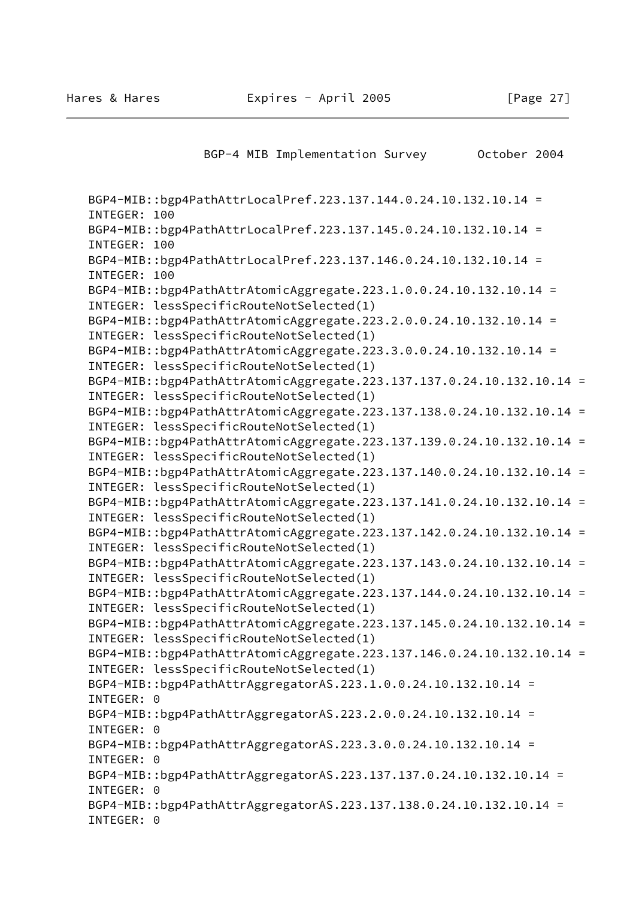```
BGP4-MIB::bgp4PathAttrLocalPref.223.137.144.0.24.10.132.10.14 =
INTEGER: 100
BGP4-MIB::bgp4PathAttrLocalPref.223.137.145.0.24.10.132.10.14 =
INTEGER: 100
BGP4-MIB::bgp4PathAttrLocalPref.223.137.146.0.24.10.132.10.14 =
INTEGER: 100
BGP4-MIB::bgp4PathAttrAtomicAggregate.223.1.0.0.24.10.132.10.14 =
INTEGER: lessSpecificRouteNotSelected(1)
BGP4-MIB::bgp4PathAttrAtomicAggregate.223.2.0.0.24.10.132.10.14 =
INTEGER: lessSpecificRouteNotSelected(1)
BGP4-MIB::bgp4PathAttrAtomicAggregate.223.3.0.0.24.10.132.10.14 =
INTEGER: lessSpecificRouteNotSelected(1)
BGP4-MIB::bgp4PathAttrAtomicAggregate.223.137.137.0.24.10.132.10.14 =
INTEGER: lessSpecificRouteNotSelected(1)
BGP4-MIB::bgp4PathAttrAtomicAggregate.223.137.138.0.24.10.132.10.14 =
INTEGER: lessSpecificRouteNotSelected(1)
BGP4-MIB::bgp4PathAttrAtomicAggregate.223.137.139.0.24.10.132.10.14 =
INTEGER: lessSpecificRouteNotSelected(1)
BGP4-MIB::bgp4PathAttrAtomicAggregate.223.137.140.0.24.10.132.10.14 =
INTEGER: lessSpecificRouteNotSelected(1)
BGP4-MIB::bgp4PathAttrAtomicAggregate.223.137.141.0.24.10.132.10.14 =
INTEGER: lessSpecificRouteNotSelected(1)
BGP4-MIB::bgp4PathAttrAtomicAggregate.223.137.142.0.24.10.132.10.14 =
INTEGER: lessSpecificRouteNotSelected(1)
BGP4-MIB::bgp4PathAttrAtomicAggregate.223.137.143.0.24.10.132.10.14 =
INTEGER: lessSpecificRouteNotSelected(1)
BGP4-MIB::bgp4PathAttrAtomicAggregate.223.137.144.0.24.10.132.10.14 =
INTEGER: lessSpecificRouteNotSelected(1)
BGP4-MIB::bgp4PathAttrAtomicAggregate.223.137.145.0.24.10.132.10.14 =
INTEGER: lessSpecificRouteNotSelected(1)
BGP4-MIB::bgp4PathAttrAtomicAggregate.223.137.146.0.24.10.132.10.14 =
INTEGER: lessSpecificRouteNotSelected(1)
BGP4-MIB::bgp4PathAttrAggregatorAS.223.1.0.0.24.10.132.10.14 =
INTEGER: 0
BGP4-MIB::bgp4PathAttrAggregatorAS.223.2.0.0.24.10.132.10.14 =
INTEGER: 0
BGP4-MIB::bgp4PathAttrAggregatorAS.223.3.0.0.24.10.132.10.14 =
INTEGER: 0
BGP4-MIB::bgp4PathAttrAggregatorAS.223.137.137.0.24.10.132.10.14 =
INTEGER: 0
BGP4-MIB::bgp4PathAttrAggregatorAS.223.137.138.0.24.10.132.10.14 =
INTEGER: 0
```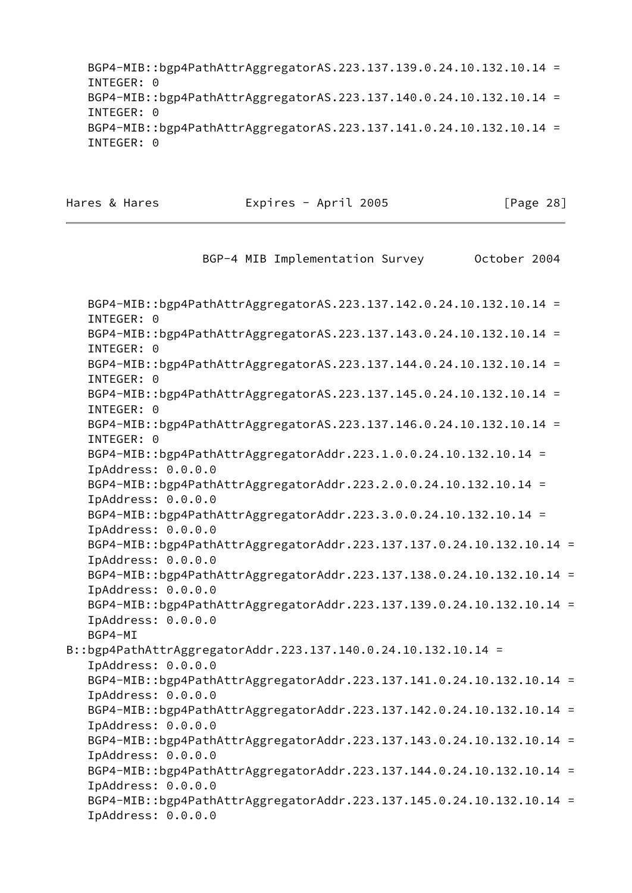```
   BGP4-MIB::bgp4PathAttrAggregatorAS.223.137.139.0.24.10.132.10.14 =
   INTEGER: 0
   BGP4-MIB::bgp4PathAttrAggregatorAS.223.137.140.0.24.10.132.10.14 =
   INTEGER: 0
   BGP4-MIB::bgp4PathAttrAggregatorAS.223.137.141.0.24.10.132.10.14 =
   INTEGER: 0
```

```
   BGP4-MIB::bgp4PathAttrAggregatorAS.223.137.142.0.24.10.132.10.14 =
   INTEGER: 0
   BGP4-MIB::bgp4PathAttrAggregatorAS.223.137.143.0.24.10.132.10.14 =
   INTEGER: 0
   BGP4-MIB::bgp4PathAttrAggregatorAS.223.137.144.0.24.10.132.10.14 =
   INTEGER: 0
   BGP4-MIB::bgp4PathAttrAggregatorAS.223.137.145.0.24.10.132.10.14 =
   INTEGER: 0
   BGP4-MIB::bgp4PathAttrAggregatorAS.223.137.146.0.24.10.132.10.14 =
   INTEGER: 0
   BGP4-MIB::bgp4PathAttrAggregatorAddr.223.1.0.0.24.10.132.10.14 =
   IpAddress: 0.0.0.0
   BGP4-MIB::bgp4PathAttrAggregatorAddr.223.2.0.0.24.10.132.10.14 =
   IpAddress: 0.0.0.0
   BGP4-MIB::bgp4PathAttrAggregatorAddr.223.3.0.0.24.10.132.10.14 =
   IpAddress: 0.0.0.0
   BGP4-MIB::bgp4PathAttrAggregatorAddr.223.137.137.0.24.10.132.10.14 =
   IpAddress: 0.0.0.0
   BGP4-MIB::bgp4PathAttrAggregatorAddr.223.137.138.0.24.10.132.10.14 =
   IpAddress: 0.0.0.0
   BGP4-MIB::bgp4PathAttrAggregatorAddr.223.137.139.0.24.10.132.10.14 =
   IpAddress: 0.0.0.0
   BGP4-MI
B::bgp4PathAttrAggregatorAddr.223.137.140.0.24.10.132.10.14 =
   IpAddress: 0.0.0.0
   BGP4-MIB::bgp4PathAttrAggregatorAddr.223.137.141.0.24.10.132.10.14 =
   IpAddress: 0.0.0.0
   BGP4-MIB::bgp4PathAttrAggregatorAddr.223.137.142.0.24.10.132.10.14 =
   IpAddress: 0.0.0.0
   BGP4-MIB::bgp4PathAttrAggregatorAddr.223.137.143.0.24.10.132.10.14 =
   IpAddress: 0.0.0.0
   BGP4-MIB::bgp4PathAttrAggregatorAddr.223.137.144.0.24.10.132.10.14 =
   IpAddress: 0.0.0.0
   BGP4-MIB::bgp4PathAttrAggregatorAddr.223.137.145.0.24.10.132.10.14 =
   IpAddress: 0.0.0.0
```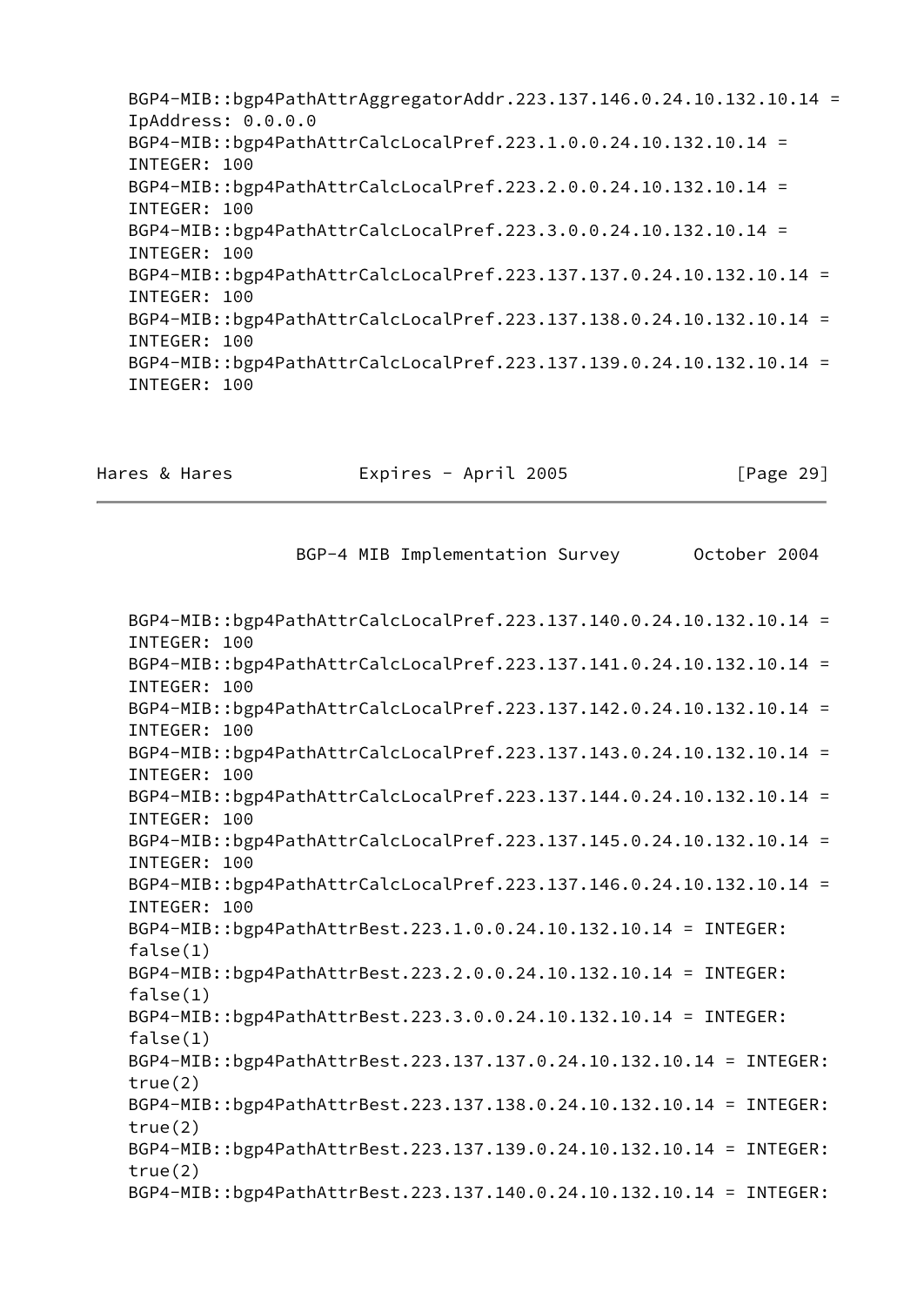```
BGP4-MIB::bgp4PathAttrAggregatorAddr.223.137.146.0.24.10.132.10.14 =
IpAddress: 0.0.0.0
BGP4-MIB::bgp4PathAttrCalcLocalPref.223.1.0.0.24.10.132.10.14 =
INTEGER: 100
BGP4-MIB::bgp4PathAttrCalcLocalPref.223.2.0.0.24.10.132.10.14 =
INTEGER: 100
BGP4-MIB::bgp4PathAttrCalcLocalPref.223.3.0.0.24.10.132.10.14 =
INTEGER: 100
BGP4-MIB::bgp4PathAttrCalcLocalPref.223.137.137.0.24.10.132.10.14 =
INTEGER: 100
BGP4-MIB::bgp4PathAttrCalcLocalPref.223.137.138.0.24.10.132.10.14 =
INTEGER: 100
BGP4-MIB::bgp4PathAttrCalcLocalPref.223.137.139.0.24.10.132.10.14 =
INTEGER: 100
```

```
BGP4-MIB::bgp4PathAttrCalcLocalPref.223.137.140.0.24.10.132.10.14 =
INTEGER: 100
BGP4-MIB::bgp4PathAttrCalcLocalPref.223.137.141.0.24.10.132.10.14 =
INTEGER: 100
BGP4-MIB::bgp4PathAttrCalcLocalPref.223.137.142.0.24.10.132.10.14 =
INTEGER: 100
BGP4-MIB::bgp4PathAttrCalcLocalPref.223.137.143.0.24.10.132.10.14 =
INTEGER: 100
BGP4-MIB::bgp4PathAttrCalcLocalPref.223.137.144.0.24.10.132.10.14 =
INTEGER: 100
BGP4-MIB::bgp4PathAttrCalcLocalPref.223.137.145.0.24.10.132.10.14 =
INTEGER: 100
BGP4-MIB::bgp4PathAttrCalcLocalPref.223.137.146.0.24.10.132.10.14 =
INTEGER: 100
BGP4-MIB::bgp4PathAttrBest.223.1.0.0.24.10.132.10.14 = INTEGER:
false(1)
BGP4-MIB::bgp4PathAttrBest.223.2.0.0.24.10.132.10.14 = INTEGER:
false(1)
BGP4-MIB::bgp4PathAttrBest.223.3.0.0.24.10.132.10.14 = INTEGER:
false(1)
BGP4-MIB::bgp4PathAttrBest.223.137.137.0.24.10.132.10.14 = INTEGER:
true(2)
BGP4-MIB::bgp4PathAttrBest.223.137.138.0.24.10.132.10.14 = INTEGER:
true(2)
BGP4-MIB::bgp4PathAttrBest.223.137.139.0.24.10.132.10.14 = INTEGER:
true(2)
BGP4-MIB::bgp4PathAttrBest.223.137.140.0.24.10.132.10.14 = INTEGER:
```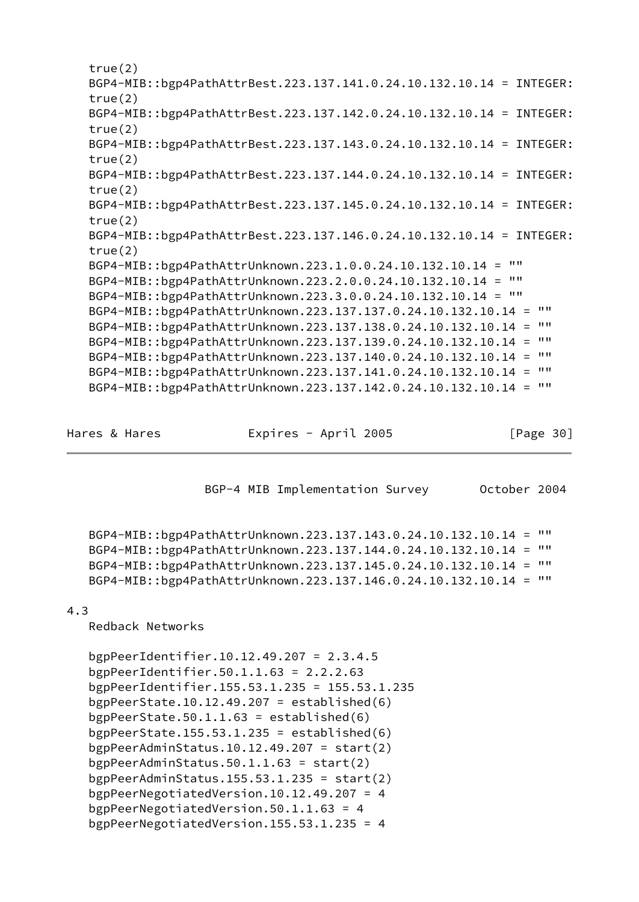```
true(2)
BGP4-MIB::bgp4PathAttrBest.223.137.141.0.24.10.132.10.14 = INTEGER:
true(2)
BGP4-MIB::bgp4PathAttrBest.223.137.142.0.24.10.132.10.14 = INTEGER:
true(2)
BGP4-MIB::bgp4PathAttrBest.223.137.143.0.24.10.132.10.14 = INTEGER:
true(2)
BGP4-MIB::bgp4PathAttrBest.223.137.144.0.24.10.132.10.14 = INTEGER:
true(2)
BGP4-MIB::bgp4PathAttrBest.223.137.145.0.24.10.132.10.14 = INTEGER:
true(2)
BGP4-MIB::bgp4PathAttrBest.223.137.146.0.24.10.132.10.14 = INTEGER:
true(2)
BGP4-MIB::bgp4PathAttrUnknown.223.1.0.0.24.10.132.10.14 = ""
BGP4-MIB::bgp4PathAttrUnknown.223.2.0.0.24.10.132.10.14 = ""
BGP4-MIB::bgp4PathAttrUnknown.223.3.0.0.24.10.132.10.14 = ""
BGP4-MIB::bgp4PathAttrUnknown.223.137.137.0.24.10.132.10.14 = ""
BGP4-MIB::bgp4PathAttrUnknown.223.137.138.0.24.10.132.10.14 = ""
BGP4-MIB::bgp4PathAttrUnknown.223.137.139.0.24.10.132.10.14 = ""
BGP4-MIB::bgp4PathAttrUnknown.223.137.140.0.24.10.132.10.14 = ""
BGP4-MIB::bgp4PathAttrUnknown.223.137.141.0.24.10.132.10.14 = ""
BGP4-MIB::bgp4PathAttrUnknown.223.137.142.0.24.10.132.10.14 = ""
BGP4-MIB::bgp4PathAttrUnknown.223.137.143.0.24.10.132.10.14 = ""
BGP4-MIB::bgp4PathAttrUnknown.223.137.144.0.24.10.132.10.14 = ""
BGP4-MIB::bgp4PathAttrUnknown.223.137.145.0.24.10.132.10.14 = ""
BGP4-MIB::bgp4PathAttrUnknown.223.137.146.0.24.10.132.10.14 = ""
```

## 4.3 Redback Networks

```
bgpPeerIdentifier.10.12.49.207 = 2.3.4.5
bgpPeerIdentifier.50.1.1.63 = 2.2.2.63
bgpPeerIdentifier.155.53.1.235 = 155.53.1.235
bgpPeerState.10.12.49.207 = established(6)
bgpPeerState.50.1.1.63 = established(6)
bgpPeerState.155.53.1.235 = established(6)
bgpPeerAdminStatus.10.12.49.207 = start(2)
bgpPeerAdminStatus.50.1.1.63 = start(2)
bgpPeerAdminStatus.155.53.1.235 = start(2)
bgpPeerNegotiatedVersion.10.12.49.207 = 4
bgpPeerNegotiatedVersion.50.1.1.63 = 4
bgpPeerNegotiatedVersion.155.53.1.235 = 4
```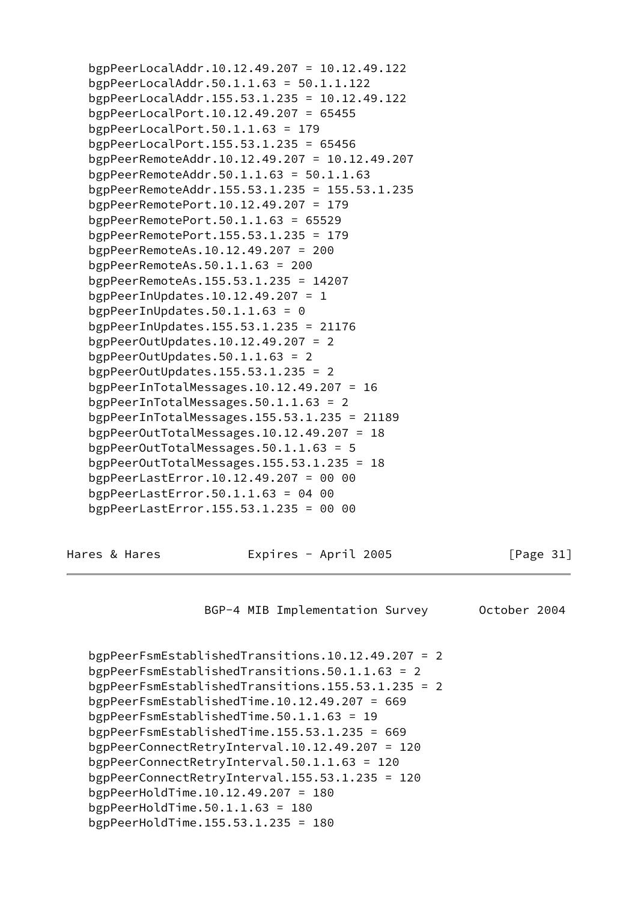```
bgpPeerLocalAddr.10.12.49.207 = 10.12.49.122
bgpPeerLocalAddr.50.1.1.63 = 50.1.1.122
bgpPeerLocalAddr.155.53.1.235 = 10.12.49.122
bgpPeerLocalPort.10.12.49.207 = 65455
bgpPeerLocalPort.50.1.1.63 = 179
bgpPeerLocalPort.155.53.1.235 = 65456
bgpPeerRemoteAddr.10.12.49.207 = 10.12.49.207
bgpPeerRemoteAddr.50.1.1.63 = 50.1.1.63
bgpPeerRemoteAddr.155.53.1.235 = 155.53.1.235
bgpPeerRemotePort.10.12.49.207 = 179
bgpPeerRemotePort.50.1.1.63 = 65529
bgpPeerRemotePort.155.53.1.235 = 179
bgpPeerRemoteAs.10.12.49.207 = 200
bgpPeerRemoteAs.50.1.1.63 = 200
bgpPeerRemoteAs.155.53.1.235 = 14207
bgpPeerInUpdates.10.12.49.207 = 1
bgpPeerInUpdates.50.1.1.63 = 0
bgpPeerInUpdates.155.53.1.235 = 21176
bgpPeerOutUpdates.10.12.49.207 = 2
bgpPeerOutUpdates.50.1.1.63 = 2
bgpPeerOutUpdates.155.53.1.235 = 2
bgpPeerInTotalMessages.10.12.49.207 = 16
bgpPeerInTotalMessages.50.1.1.63 = 2
bgpPeerInTotalMessages.155.53.1.235 = 21189
bgpPeerOutTotalMessages.10.12.49.207 = 18
bgpPeerOutTotalMessages.50.1.1.63 = 5
bgpPeerOutTotalMessages.155.53.1.235 = 18
bgpPeerLastError.10.12.49.207 = 00 00
bgpPeerLastError.50.1.1.63 = 04 00
bgpPeerLastError.155.53.1.235 = 00 00
```

```
bgpPeerFsmEstablishedTransitions.10.12.49.207 = 2
bgpPeerFsmEstablishedTransitions.50.1.1.63 = 2
bgpPeerFsmEstablishedTransitions.155.53.1.235 = 2
bgpPeerFsmEstablishedTime.10.12.49.207 = 669
bgpPeerFsmEstablishedTime.50.1.1.63 = 19
bgpPeerFsmEstablishedTime.155.53.1.235 = 669
bgpPeerConnectRetryInterval.10.12.49.207 = 120
bgpPeerConnectRetryInterval.50.1.1.63 = 120
bgpPeerConnectRetryInterval.155.53.1.235 = 120
bgpPeerHoldTime.10.12.49.207 = 180
bgpPeerHoldTime.50.1.1.63 = 180
bgpPeerHoldTime.155.53.1.235 = 180
```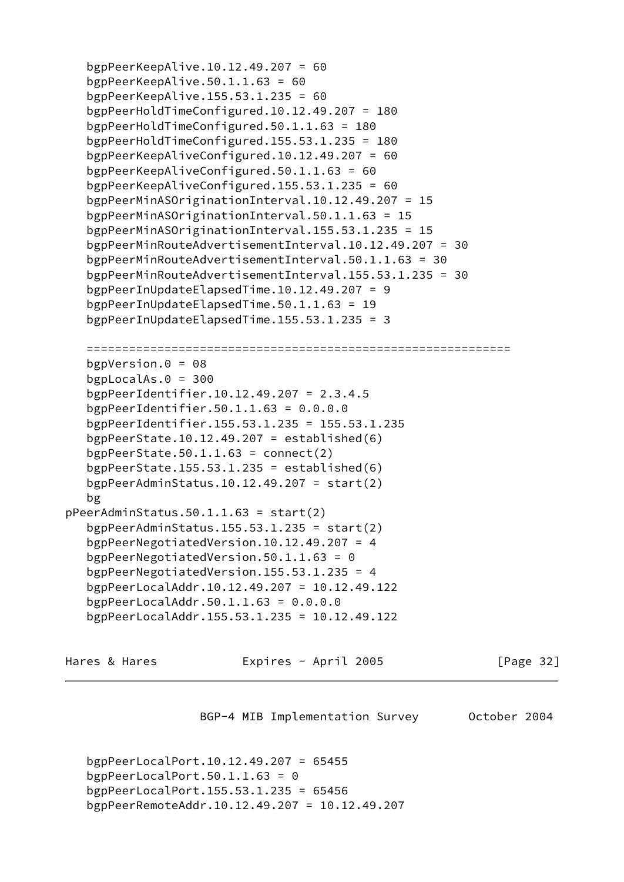```
   bgpPeerKeepAlive.10.12.49.207 = 60
   bgpPeerKeepAlive.50.1.1.63 = 60
   bgpPeerKeepAlive.155.53.1.235 = 60
   bgpPeerHoldTimeConfigured.10.12.49.207 = 180
   bgpPeerHoldTimeConfigured.50.1.1.63 = 180
   bgpPeerHoldTimeConfigured.155.53.1.235 = 180
   bgpPeerKeepAliveConfigured.10.12.49.207 = 60
   bgpPeerKeepAliveConfigured.50.1.1.63 = 60
   bgpPeerKeepAliveConfigured.155.53.1.235 = 60
   bgpPeerMinASOriginationInterval.10.12.49.207 = 15
   bgpPeerMinASOriginationInterval.50.1.1.63 = 15
   bgpPeerMinASOriginationInterval.155.53.1.235 = 15
   bgpPeerMinRouteAdvertisementInterval.10.12.49.207 = 30
   bgpPeerMinRouteAdvertisementInterval.50.1.1.63 = 30
   bgpPeerMinRouteAdvertisementInterval.155.53.1.235 = 30
   bgpPeerInUpdateElapsedTime.10.12.49.207 = 9
   bgpPeerInUpdateElapsedTime.50.1.1.63 = 19
   bgpPeerInUpdateElapsedTime.155.53.1.235 = 3

   ============================================================
   bgpVersion.0 = 08
   bgpLocalAs.0 = 300
   bgpPeerIdentifier.10.12.49.207 = 2.3.4.5
   bgpPeerIdentifier.50.1.1.63 = 0.0.0.0
   bgpPeerIdentifier.155.53.1.235 = 155.53.1.235
   bgpPeerState.10.12.49.207 = established(6)
   bgpPeerState.50.1.1.63 = connect(2)
   bgpPeerState.155.53.1.235 = established(6)
   bgpPeerAdminStatus.10.12.49.207 = start(2)
   bg
pPeerAdminStatus.50.1.1.63 = start(2)
   bgpPeerAdminStatus.155.53.1.235 = start(2)
   bgpPeerNegotiatedVersion.10.12.49.207 = 4
   bgpPeerNegotiatedVersion.50.1.1.63 = 0
   bgpPeerNegotiatedVersion.155.53.1.235 = 4
   bgpPeerLocalAddr.10.12.49.207 = 10.12.49.122
   bgpPeerLocalAddr.50.1.1.63 = 0.0.0.0
   bgpPeerLocalAddr.155.53.1.235 = 10.12.49.122
```

```
   bgpPeerLocalPort.10.12.49.207 = 65455
   bgpPeerLocalPort.50.1.1.63 = 0
   bgpPeerLocalPort.155.53.1.235 = 65456
   bgpPeerRemoteAddr.10.12.49.207 = 10.12.49.207
```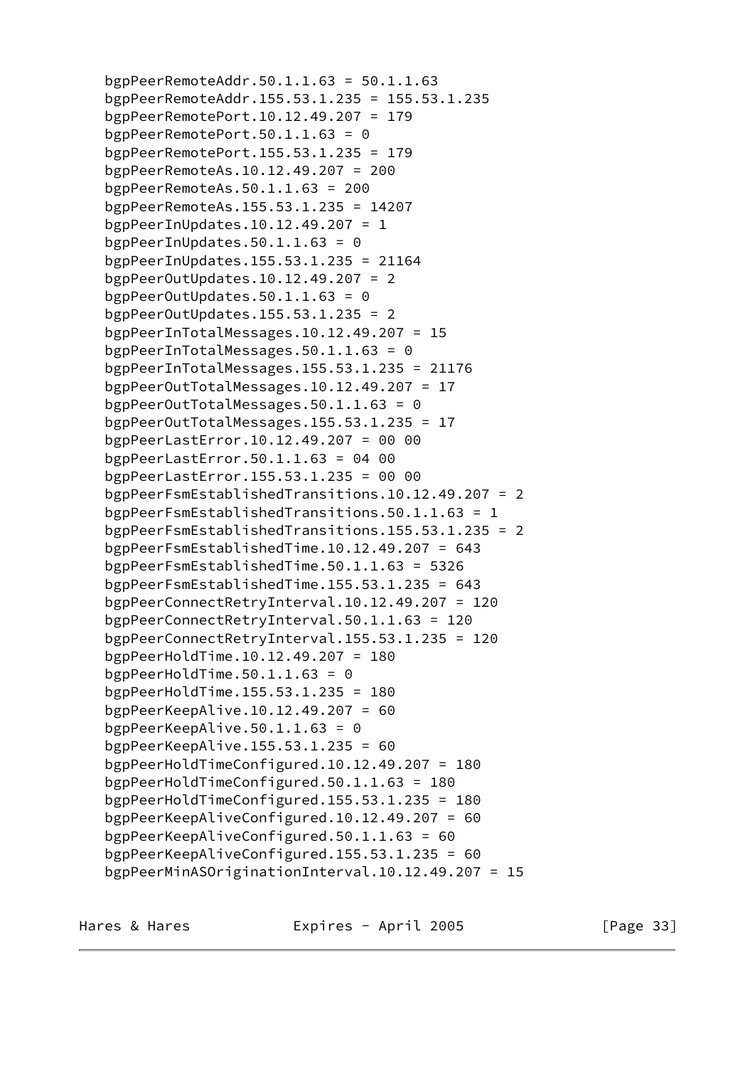```
bgpPeerRemoteAddr.50.1.1.63 = 50.1.1.63
bgpPeerRemoteAddr.155.53.1.235 = 155.53.1.235
bgpPeerRemotePort.10.12.49.207 = 179
bgpPeerRemotePort.50.1.1.63 = 0
bgpPeerRemotePort.155.53.1.235 = 179
bgpPeerRemoteAs.10.12.49.207 = 200
bgpPeerRemoteAs.50.1.1.63 = 200
bgpPeerRemoteAs.155.53.1.235 = 14207
bgpPeerInUpdates.10.12.49.207 = 1
bgpPeerInUpdates.50.1.1.63 = 0
bgpPeerInUpdates.155.53.1.235 = 21164
bgpPeerOutUpdates.10.12.49.207 = 2
bgpPeerOutUpdates.50.1.1.63 = 0
bgpPeerOutUpdates.155.53.1.235 = 2
bgpPeerInTotalMessages.10.12.49.207 = 15
bgpPeerInTotalMessages.50.1.1.63 = 0
bgpPeerInTotalMessages.155.53.1.235 = 21176
bgpPeerOutTotalMessages.10.12.49.207 = 17
bgpPeerOutTotalMessages.50.1.1.63 = 0
bgpPeerOutTotalMessages.155.53.1.235 = 17
bgpPeerLastError.10.12.49.207 = 00 00
bgpPeerLastError.50.1.1.63 = 04 00
bgpPeerLastError.155.53.1.235 = 00 00
bgpPeerFsmEstablishedTransitions.10.12.49.207 = 2
bgpPeerFsmEstablishedTransitions.50.1.1.63 = 1
bgpPeerFsmEstablishedTransitions.155.53.1.235 = 2
bgpPeerFsmEstablishedTime.10.12.49.207 = 643
bgpPeerFsmEstablishedTime.50.1.1.63 = 5326
bgpPeerFsmEstablishedTime.155.53.1.235 = 643
bgpPeerConnectRetryInterval.10.12.49.207 = 120
bgpPeerConnectRetryInterval.50.1.1.63 = 120
bgpPeerConnectRetryInterval.155.53.1.235 = 120
bgpPeerHoldTime.10.12.49.207 = 180
bgpPeerHoldTime.50.1.1.63 = 0
bgpPeerHoldTime.155.53.1.235 = 180
bgpPeerKeepAlive.10.12.49.207 = 60
bgpPeerKeepAlive.50.1.1.63 = 0
bgpPeerKeepAlive.155.53.1.235 = 60
bgpPeerHoldTimeConfigured.10.12.49.207 = 180
bgpPeerHoldTimeConfigured.50.1.1.63 = 180
bgpPeerHoldTimeConfigured.155.53.1.235 = 180
bgpPeerKeepAliveConfigured.10.12.49.207 = 60
bgpPeerKeepAliveConfigured.50.1.1.63 = 60
bgpPeerKeepAliveConfigured.155.53.1.235 = 60
bgpPeerMinASOriginationInterval.10.12.49.207 = 15
```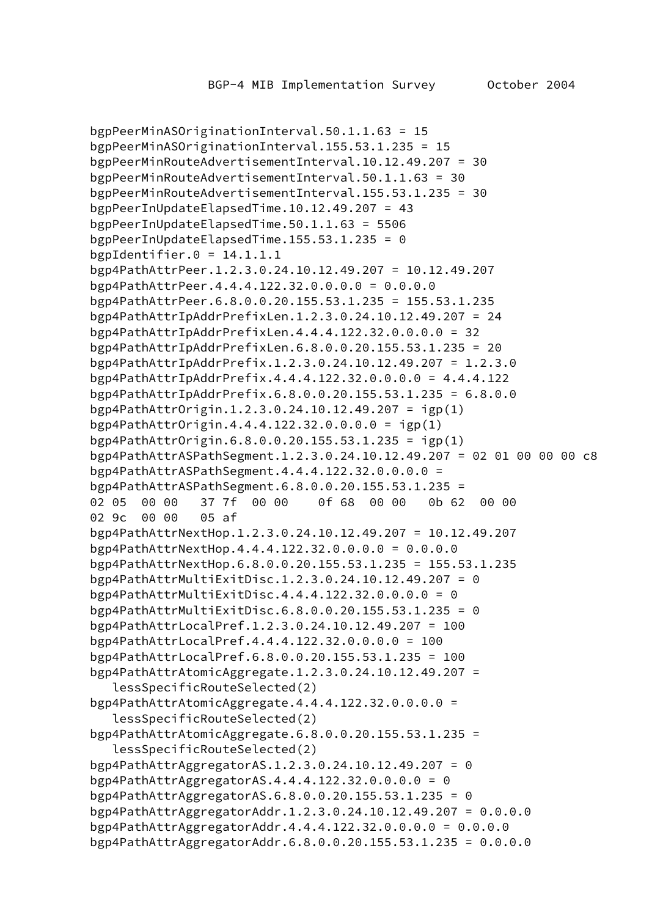```
bgpPeerMinASOriginationInterval.50.1.1.63 = 15
bgpPeerMinASOriginationInterval.155.53.1.235 = 15
bgpPeerMinRouteAdvertisementInterval.10.12.49.207 = 30
bgpPeerMinRouteAdvertisementInterval.50.1.1.63 = 30
bgpPeerMinRouteAdvertisementInterval.155.53.1.235 = 30
bgpPeerInUpdateElapsedTime.10.12.49.207 = 43
bgpPeerInUpdateElapsedTime.50.1.1.63 = 5506
bgpPeerInUpdateElapsedTime.155.53.1.235 = 0
bgpIdentifier.0 = 14.1.1.1
bgp4PathAttrPeer.1.2.3.0.24.10.12.49.207 = 10.12.49.207
bgp4PathAttrPeer.4.4.4.122.32.0.0.0.0 = 0.0.0.0
bgp4PathAttrPeer.6.8.0.0.20.155.53.1.235 = 155.53.1.235
bgp4PathAttrIpAddrPrefixLen.1.2.3.0.24.10.12.49.207 = 24
bgp4PathAttrIpAddrPrefixLen.4.4.4.122.32.0.0.0.0 = 32
bgp4PathAttrIpAddrPrefixLen.6.8.0.0.20.155.53.1.235 = 20
bgp4PathAttrIpAddrPrefix.1.2.3.0.24.10.12.49.207 = 1.2.3.0
bgp4PathAttrIpAddrPrefix.4.4.4.122.32.0.0.0.0 = 4.4.4.122
bgp4PathAttrIpAddrPrefix.6.8.0.0.20.155.53.1.235 = 6.8.0.0
bgp4PathAttrOrigin.1.2.3.0.24.10.12.49.207 = igp(1)
bgp4PathAttrOrigin.4.4.4.122.32.0.0.0.0 = igp(1)
bgp4PathAttrOrigin.6.8.0.0.20.155.53.1.235 = igp(1)
bgp4PathAttrASPathSegment.1.2.3.0.24.10.12.49.207 = 02 01 00 00 00 c8
bgp4PathAttrASPathSegment.4.4.4.122.32.0.0.0.0 =
bgp4PathAttrASPathSegment.6.8.0.0.20.155.53.1.235 =
02 05  00 00   37 7f  00 00    0f 68  00 00   0b 62  00 00
02 9c  00 00   05 af
bgp4PathAttrNextHop.1.2.3.0.24.10.12.49.207 = 10.12.49.207
bgp4PathAttrNextHop.4.4.4.122.32.0.0.0.0 = 0.0.0.0
bgp4PathAttrNextHop.6.8.0.0.20.155.53.1.235 = 155.53.1.235
bgp4PathAttrMultiExitDisc.1.2.3.0.24.10.12.49.207 = 0
bgp4PathAttrMultiExitDisc.4.4.4.122.32.0.0.0.0 = 0
bgp4PathAttrMultiExitDisc.6.8.0.0.20.155.53.1.235 = 0
bgp4PathAttrLocalPref.1.2.3.0.24.10.12.49.207 = 100
bgp4PathAttrLocalPref.4.4.4.122.32.0.0.0.0 = 100
bgp4PathAttrLocalPref.6.8.0.0.20.155.53.1.235 = 100
bgp4PathAttrAtomicAggregate.1.2.3.0.24.10.12.49.207 =
   lessSpecificRouteSelected(2)
bgp4PathAttrAtomicAggregate.4.4.4.122.32.0.0.0.0 =
   lessSpecificRouteSelected(2)
bgp4PathAttrAtomicAggregate.6.8.0.0.20.155.53.1.235 =
   lessSpecificRouteSelected(2)
bgp4PathAttrAggregatorAS.1.2.3.0.24.10.12.49.207 = 0
bgp4PathAttrAggregatorAS.4.4.4.122.32.0.0.0.0 = 0
bgp4PathAttrAggregatorAS.6.8.0.0.20.155.53.1.235 = 0
bgp4PathAttrAggregatorAddr.1.2.3.0.24.10.12.49.207 = 0.0.0.0
bgp4PathAttrAggregatorAddr.4.4.4.122.32.0.0.0.0 = 0.0.0.0
bgp4PathAttrAggregatorAddr.6.8.0.0.20.155.53.1.235 = 0.0.0.0
```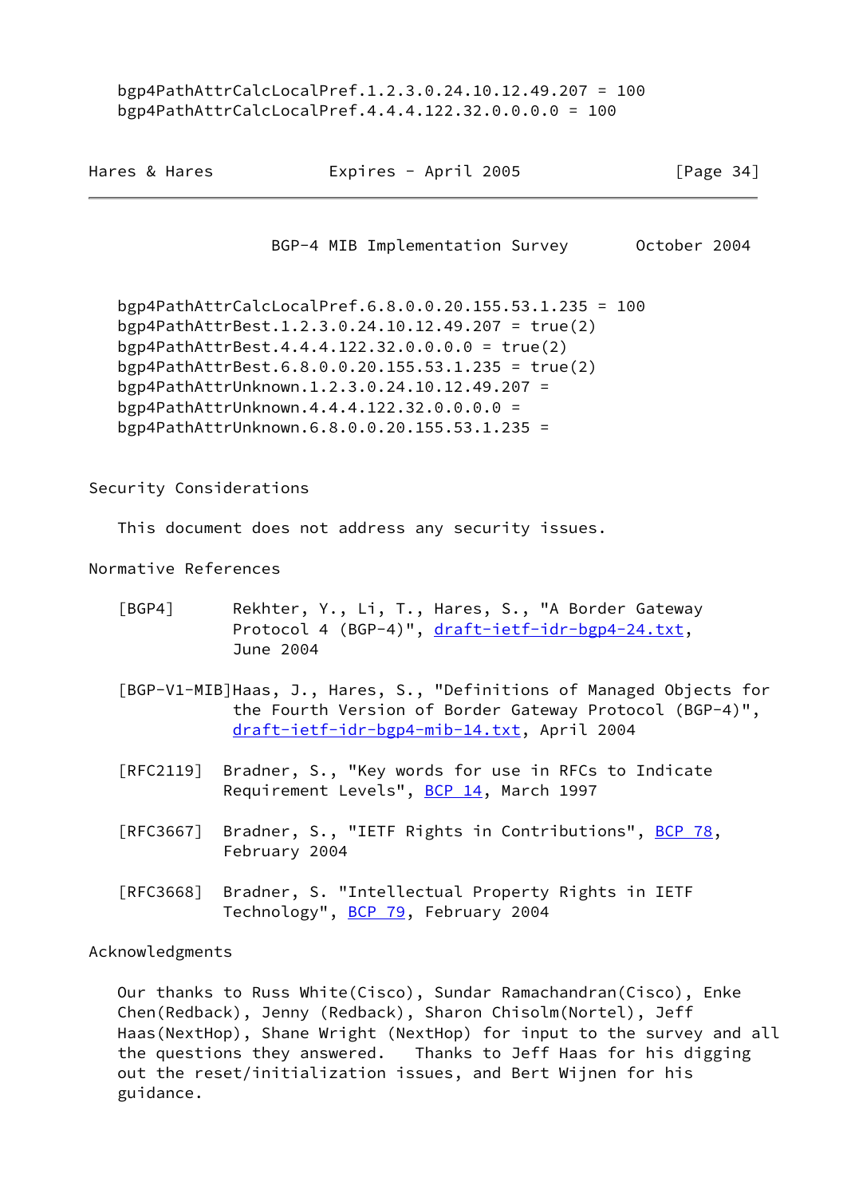```
bgp4PathAttrCalcLocalPref.1.2.3.0.24.10.12.49.207 = 100
bgp4PathAttrCalcLocalPref.4.4.4.122.32.0.0.0.0 = 100
```

```
bgp4PathAttrCalcLocalPref.6.8.0.0.20.155.53.1.235 = 100
bgp4PathAttrBest.1.2.3.0.24.10.12.49.207 = true(2)
bgp4PathAttrBest.4.4.4.122.32.0.0.0.0 = true(2)
bgp4PathAttrBest.6.8.0.0.20.155.53.1.235 = true(2)
bgp4PathAttrUnknown.1.2.3.0.24.10.12.49.207 =
bgp4PathAttrUnknown.4.4.4.122.32.0.0.0.0 =
bgp4PathAttrUnknown.6.8.0.0.20.155.53.1.235 =
```

## Security Considerations

This document does not address any security issues.

## Normative References

[BGP4] Rekhter, Y., Li, T., Hares, S., "A Border Gateway Protocol 4 (BGP-4)", draft-ietf-idr-bgp4-24.txt, June 2004

[BGP-V1-MIB] Haas, J., Hares, S., "Definitions of Managed Objects for the Fourth Version of Border Gateway Protocol (BGP-4)", draft-ietf-idr-bgp4-mib-14.txt, April 2004

[RFC2119] Bradner, S., "Key words for use in RFCs to Indicate Requirement Levels", BCP 14, March 1997

[RFC3667] Bradner, S., "IETF Rights in Contributions", BCP 78, February 2004

[RFC3668] Bradner, S. "Intellectual Property Rights in IETF Technology", BCP 79, February 2004

## Acknowledgments

Our thanks to Russ White(Cisco), Sundar Ramachandran(Cisco), Enke Chen(Redback), Jenny (Redback), Sharon Chisolm(Nortel), Jeff Haas(NextHop), Shane Wright (NextHop) for input to the survey and all the questions they answered. Thanks to Jeff Haas for his digging out the reset/initialization issues, and Bert Wijnen for his guidance.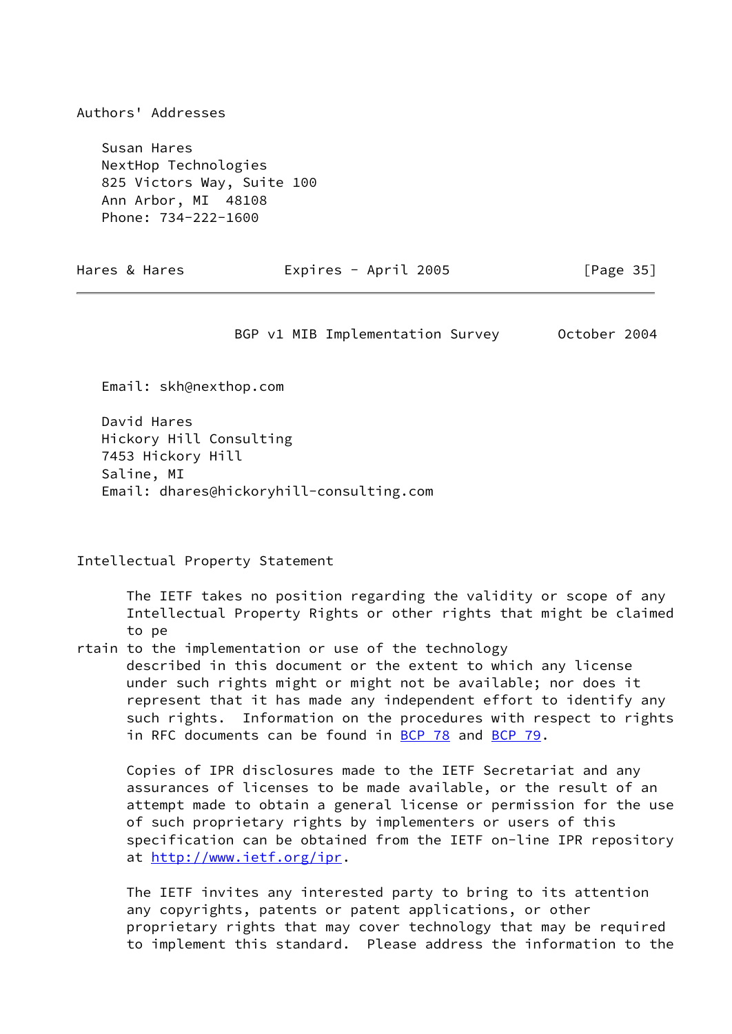## Authors' Addresses

Susan Hares
NextHop Technologies
825 Victors Way, Suite 100
Ann Arbor, MI  48108
Phone: 734-222-1600

Email: skh@nexthop.com

David Hares
Hickory Hill Consulting
7453 Hickory Hill
Saline, MI
Email: dhares@hickoryhill-consulting.com

## Intellectual Property Statement

The IETF takes no position regarding the validity or scope of any Intellectual Property Rights or other rights that might be claimed to pe
rtain to the implementation or use of the technology described in this document or the extent to which any license under such rights might or might not be available; nor does it represent that it has made any independent effort to identify any such rights.  Information on the procedures with respect to rights in RFC documents can be found in BCP 78 and BCP 79.

Copies of IPR disclosures made to the IETF Secretariat and any assurances of licenses to be made available, or the result of an attempt made to obtain a general license or permission for the use of such proprietary rights by implementers or users of this specification can be obtained from the IETF on-line IPR repository at http://www.ietf.org/ipr.

The IETF invites any interested party to bring to its attention any copyrights, patents or patent applications, or other proprietary rights that may cover technology that may be required to implement this standard.  Please address the information to the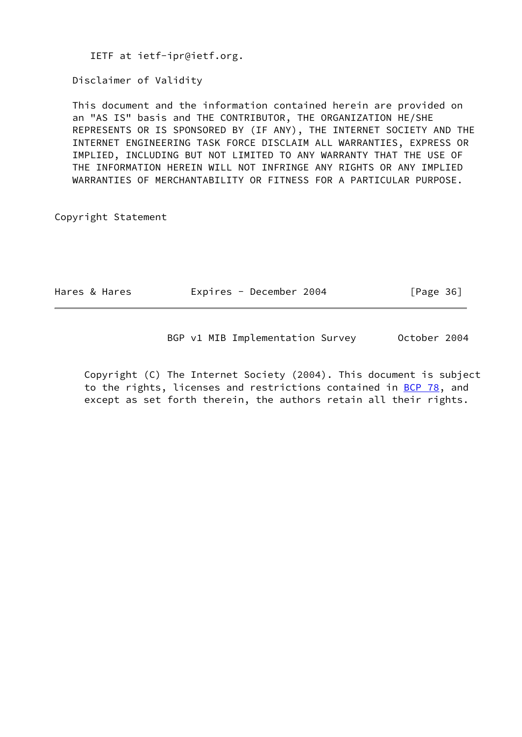IETF at ietf-ipr@ietf.org.

Disclaimer of Validity

This document and the information contained herein are provided on an "AS IS" basis and THE CONTRIBUTOR, THE ORGANIZATION HE/SHE REPRESENTS OR IS SPONSORED BY (IF ANY), THE INTERNET SOCIETY AND THE INTERNET ENGINEERING TASK FORCE DISCLAIM ALL WARRANTIES, EXPRESS OR IMPLIED, INCLUDING BUT NOT LIMITED TO ANY WARRANTY THAT THE USE OF THE INFORMATION HEREIN WILL NOT INFRINGE ANY RIGHTS OR ANY IMPLIED WARRANTIES OF MERCHANTABILITY OR FITNESS FOR A PARTICULAR PURPOSE.

## Copyright Statement

Copyright (C) The Internet Society (2004). This document is subject to the rights, licenses and restrictions contained in BCP 78, and except as set forth therein, the authors retain all their rights.